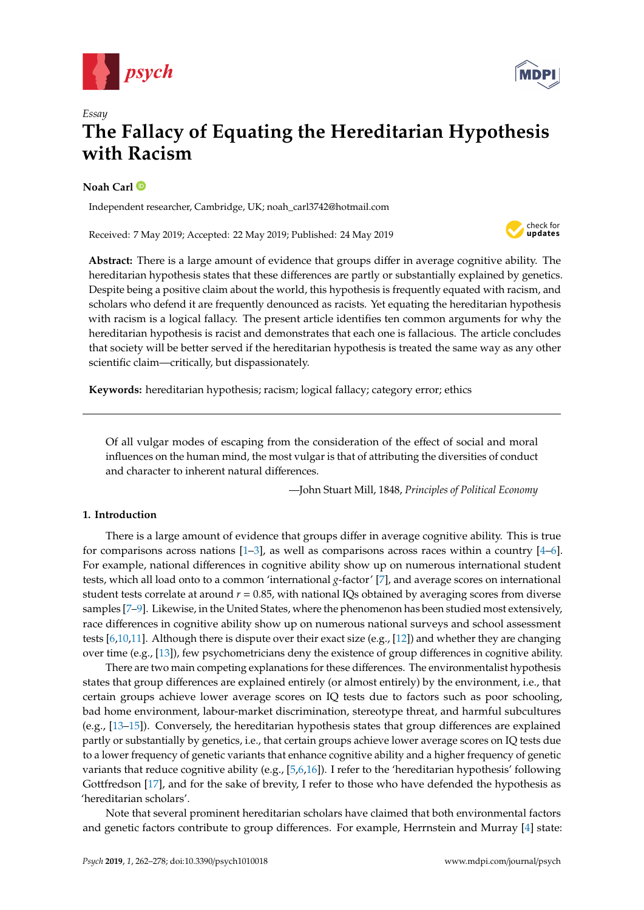*Essay*

# The Fallacy of Equating the Hereditarian Hypothesis with Racism

**Noah Carl**

Independent researcher, Cambridge, UK; noah_carl3742@hotmail.com

Received: 7 May 2019; Accepted: 22 May 2019; Published: 24 May 2019

**Abstract:** There is a large amount of evidence that groups differ in average cognitive ability. The hereditarian hypothesis states that these differences are partly or substantially explained by genetics. Despite being a positive claim about the world, this hypothesis is frequently equated with racism, and scholars who defend it are frequently denounced as racists. Yet equating the hereditarian hypothesis with racism is a logical fallacy. The present article identifies ten common arguments for why the hereditarian hypothesis is racist and demonstrates that each one is fallacious. The article concludes that society will be better served if the hereditarian hypothesis is treated the same way as any other scientific claim—critically, but dispassionately.

**Keywords:** hereditarian hypothesis; racism; logical fallacy; category error; ethics

---

> Of all vulgar modes of escaping from the consideration of the effect of social and moral influences on the human mind, the most vulgar is that of attributing the diversities of conduct and character to inherent natural differences.
>
> —John Stuart Mill, 1848, *Principles of Political Economy*

## 1. Introduction

There is a large amount of evidence that groups differ in average cognitive ability. This is true for comparisons across nations [1–3], as well as comparisons across races within a country [4–6]. For example, national differences in cognitive ability show up on numerous international student tests, which all load onto to a common 'international *g*-factor' [7], and average scores on international student tests correlate at around $r = 0.85$, with national IQs obtained by averaging scores from diverse samples [7–9]. Likewise, in the United States, where the phenomenon has been studied most extensively, race differences in cognitive ability show up on numerous national surveys and school assessment tests [6,10,11]. Although there is dispute over their exact size (e.g., [12]) and whether they are changing over time (e.g., [13]), few psychometricians deny the existence of group differences in cognitive ability.

There are two main competing explanations for these differences. The environmentalist hypothesis states that group differences are explained entirely (or almost entirely) by the environment, i.e., that certain groups achieve lower average scores on IQ tests due to factors such as poor schooling, bad home environment, labour-market discrimination, stereotype threat, and harmful subcultures (e.g., [13–15]). Conversely, the hereditarian hypothesis states that group differences are explained partly or substantially by genetics, i.e., that certain groups achieve lower average scores on IQ tests due to a lower frequency of genetic variants that enhance cognitive ability and a higher frequency of genetic variants that reduce cognitive ability (e.g., [5,6,16]). I refer to the 'hereditarian hypothesis' following Gottfredson [17], and for the sake of brevity, I refer to those who have defended the hypothesis as 'hereditarian scholars'.

Note that several prominent hereditarian scholars have claimed that both environmental factors and genetic factors contribute to group differences. For example, Herrnstein and Murray [4] state: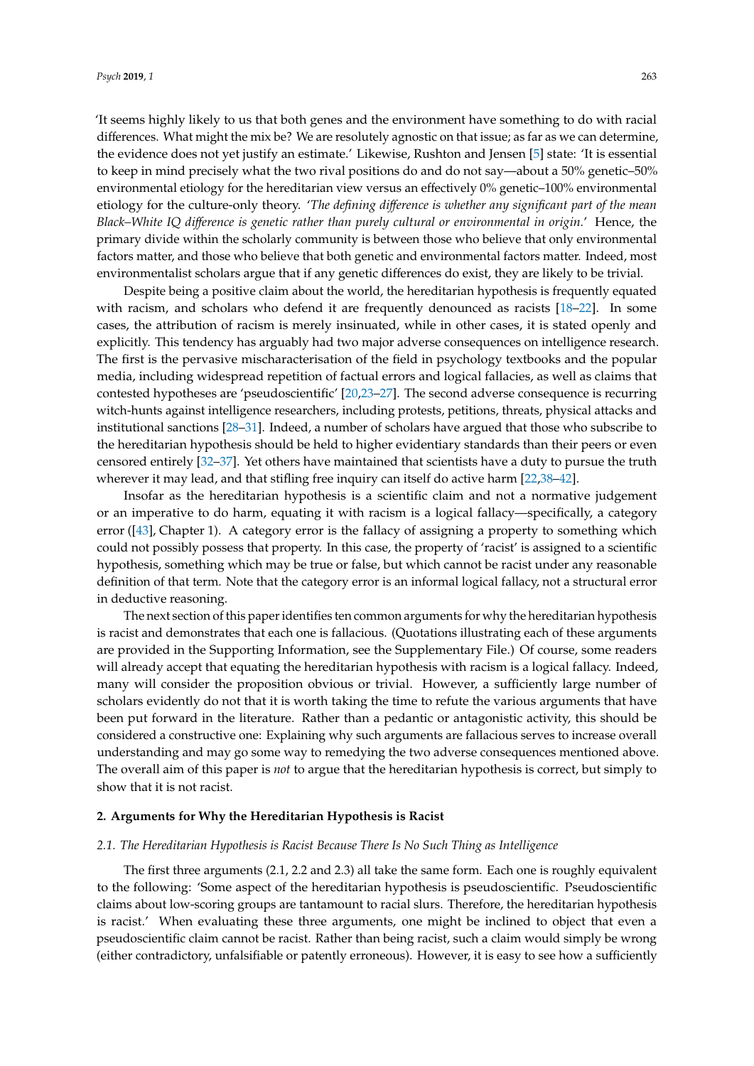'It seems highly likely to us that both genes and the environment have something to do with racial differences. What might the mix be? We are resolutely agnostic on that issue; as far as we can determine, the evidence does not yet justify an estimate.' Likewise, Rushton and Jensen [5] state: 'It is essential to keep in mind precisely what the two rival positions do and do not say—about a 50% genetic–50% environmental etiology for the hereditarian view versus an effectively 0% genetic–100% environmental etiology for the culture-only theory. '*The defining difference is whether any significant part of the mean Black–White IQ difference is genetic rather than purely cultural or environmental in origin.*' Hence, the primary divide within the scholarly community is between those who believe that only environmental factors matter, and those who believe that both genetic and environmental factors matter. Indeed, most environmentalist scholars argue that if any genetic differences do exist, they are likely to be trivial.

Despite being a positive claim about the world, the hereditarian hypothesis is frequently equated with racism, and scholars who defend it are frequently denounced as racists [18–22]. In some cases, the attribution of racism is merely insinuated, while in other cases, it is stated openly and explicitly. This tendency has arguably had two major adverse consequences on intelligence research. The first is the pervasive mischaracterisation of the field in psychology textbooks and the popular media, including widespread repetition of factual errors and logical fallacies, as well as claims that contested hypotheses are 'pseudoscientific' [20,23–27]. The second adverse consequence is recurring witch-hunts against intelligence researchers, including protests, petitions, threats, physical attacks and institutional sanctions [28–31]. Indeed, a number of scholars have argued that those who subscribe to the hereditarian hypothesis should be held to higher evidentiary standards than their peers or even censored entirely [32–37]. Yet others have maintained that scientists have a duty to pursue the truth wherever it may lead, and that stifling free inquiry can itself do active harm [22,38–42].

Insofar as the hereditarian hypothesis is a scientific claim and not a normative judgement or an imperative to do harm, equating it with racism is a logical fallacy—specifically, a category error ([43], Chapter 1). A category error is the fallacy of assigning a property to something which could not possibly possess that property. In this case, the property of 'racist' is assigned to a scientific hypothesis, something which may be true or false, but which cannot be racist under any reasonable definition of that term. Note that the category error is an informal logical fallacy, not a structural error in deductive reasoning.

The next section of this paper identifies ten common arguments for why the hereditarian hypothesis is racist and demonstrates that each one is fallacious. (Quotations illustrating each of these arguments are provided in the Supporting Information, see the Supplementary File.) Of course, some readers will already accept that equating the hereditarian hypothesis with racism is a logical fallacy. Indeed, many will consider the proposition obvious or trivial. However, a sufficiently large number of scholars evidently do not that it is worth taking the time to refute the various arguments that have been put forward in the literature. Rather than a pedantic or antagonistic activity, this should be considered a constructive one: Explaining why such arguments are fallacious serves to increase overall understanding and may go some way to remedying the two adverse consequences mentioned above. The overall aim of this paper is *not* to argue that the hereditarian hypothesis is correct, but simply to show that it is not racist.

## 2. Arguments for Why the Hereditarian Hypothesis is Racist

### 2.1. The Hereditarian Hypothesis is Racist Because There Is No Such Thing as Intelligence

The first three arguments (2.1, 2.2 and 2.3) all take the same form. Each one is roughly equivalent to the following: 'Some aspect of the hereditarian hypothesis is pseudoscientific. Pseudoscientific claims about low-scoring groups are tantamount to racial slurs. Therefore, the hereditarian hypothesis is racist.' When evaluating these three arguments, one might be inclined to object that even a pseudoscientific claim cannot be racist. Rather than being racist, such a claim would simply be wrong (either contradictory, unfalsifiable or patently erroneous). However, it is easy to see how a sufficiently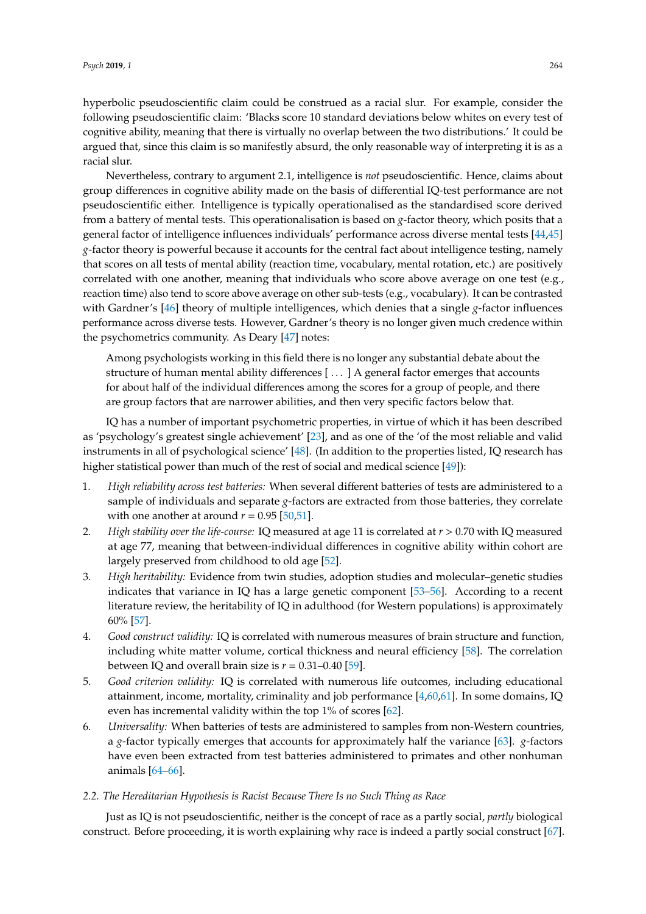hyperbolic pseudoscientific claim could be construed as a racial slur. For example, consider the following pseudoscientific claim: 'Blacks score 10 standard deviations below whites on every test of cognitive ability, meaning that there is virtually no overlap between the two distributions.' It could be argued that, since this claim is so manifestly absurd, the only reasonable way of interpreting it is as a racial slur.

Nevertheless, contrary to argument 2.1, intelligence is *not* pseudoscientific. Hence, claims about group differences in cognitive ability made on the basis of differential IQ-test performance are not pseudoscientific either. Intelligence is typically operationalised as the standardised score derived from a battery of mental tests. This operationalisation is based on *g*-factor theory, which posits that a general factor of intelligence influences individuals' performance across diverse mental tests [44,45] *g*-factor theory is powerful because it accounts for the central fact about intelligence testing, namely that scores on all tests of mental ability (reaction time, vocabulary, mental rotation, etc.) are positively correlated with one another, meaning that individuals who score above average on one test (e.g., reaction time) also tend to score above average on other sub-tests (e.g., vocabulary). It can be contrasted with Gardner's [46] theory of multiple intelligences, which denies that a single *g*-factor influences performance across diverse tests. However, Gardner's theory is no longer given much credence within the psychometrics community. As Deary [47] notes:

> Among psychologists working in this field there is no longer any substantial debate about the structure of human mental ability differences [ . . . ] A general factor emerges that accounts for about half of the individual differences among the scores for a group of people, and there are group factors that are narrower abilities, and then very specific factors below that.

IQ has a number of important psychometric properties, in virtue of which it has been described as 'psychology's greatest single achievement' [23], and as one of the 'of the most reliable and valid instruments in all of psychological science' [48]. (In addition to the properties listed, IQ research has higher statistical power than much of the rest of social and medical science [49]):

1. *High reliability across test batteries:* When several different batteries of tests are administered to a sample of individuals and separate *g*-factors are extracted from those batteries, they correlate with one another at around $r = 0.95$ [50,51].
2. *High stability over the life-course:* IQ measured at age 11 is correlated at $r > 0.70$ with IQ measured at age 77, meaning that between-individual differences in cognitive ability within cohort are largely preserved from childhood to old age [52].
3. *High heritability:* Evidence from twin studies, adoption studies and molecular–genetic studies indicates that variance in IQ has a large genetic component [53–56]. According to a recent literature review, the heritability of IQ in adulthood (for Western populations) is approximately 60% [57].
4. *Good construct validity:* IQ is correlated with numerous measures of brain structure and function, including white matter volume, cortical thickness and neural efficiency [58]. The correlation between IQ and overall brain size is $r = 0.31$–$0.40$ [59].
5. *Good criterion validity:* IQ is correlated with numerous life outcomes, including educational attainment, income, mortality, criminality and job performance [4,60,61]. In some domains, IQ even has incremental validity within the top 1% of scores [62].
6. *Universality:* When batteries of tests are administered to samples from non-Western countries, a *g*-factor typically emerges that accounts for approximately half the variance [63]. *g*-factors have even been extracted from test batteries administered to primates and other nonhuman animals [64–66].

### *2.2. The Hereditarian Hypothesis is Racist Because There Is no Such Thing as Race*

Just as IQ is not pseudoscientific, neither is the concept of race as a partly social, *partly* biological construct. Before proceeding, it is worth explaining why race is indeed a partly social construct [67].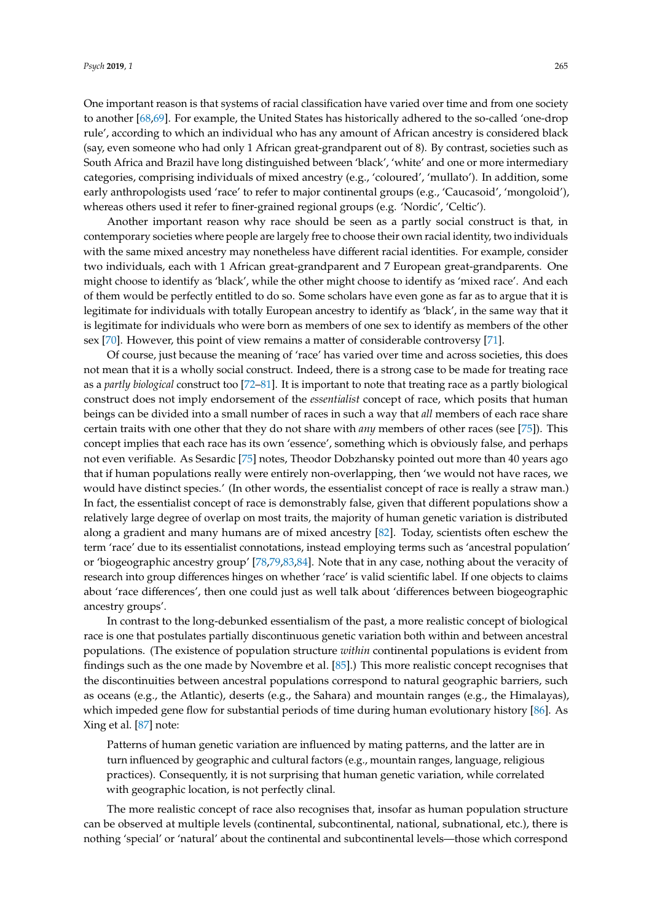One important reason is that systems of racial classification have varied over time and from one society to another [68,69]. For example, the United States has historically adhered to the so-called 'one-drop rule', according to which an individual who has any amount of African ancestry is considered black (say, even someone who had only 1 African great-grandparent out of 8). By contrast, societies such as South Africa and Brazil have long distinguished between 'black', 'white' and one or more intermediary categories, comprising individuals of mixed ancestry (e.g., 'coloured', 'mullato'). In addition, some early anthropologists used 'race' to refer to major continental groups (e.g., 'Caucasoid', 'mongoloid'), whereas others used it refer to finer-grained regional groups (e.g. 'Nordic', 'Celtic').

Another important reason why race should be seen as a partly social construct is that, in contemporary societies where people are largely free to choose their own racial identity, two individuals with the same mixed ancestry may nonetheless have different racial identities. For example, consider two individuals, each with 1 African great-grandparent and 7 European great-grandparents. One might choose to identify as 'black', while the other might choose to identify as 'mixed race'. And each of them would be perfectly entitled to do so. Some scholars have even gone as far as to argue that it is legitimate for individuals with totally European ancestry to identify as 'black', in the same way that it is legitimate for individuals who were born as members of one sex to identify as members of the other sex [70]. However, this point of view remains a matter of considerable controversy [71].

Of course, just because the meaning of 'race' has varied over time and across societies, this does not mean that it is a wholly social construct. Indeed, there is a strong case to be made for treating race as a *partly biological* construct too [72–81]. It is important to note that treating race as a partly biological construct does not imply endorsement of the *essentialist* concept of race, which posits that human beings can be divided into a small number of races in such a way that *all* members of each race share certain traits with one other that they do not share with *any* members of other races (see [75]). This concept implies that each race has its own 'essence', something which is obviously false, and perhaps not even verifiable. As Sesardic [75] notes, Theodor Dobzhansky pointed out more than 40 years ago that if human populations really were entirely non-overlapping, then 'we would not have races, we would have distinct species.' (In other words, the essentialist concept of race is really a straw man.) In fact, the essentialist concept of race is demonstrably false, given that different populations show a relatively large degree of overlap on most traits, the majority of human genetic variation is distributed along a gradient and many humans are of mixed ancestry [82]. Today, scientists often eschew the term 'race' due to its essentialist connotations, instead employing terms such as 'ancestral population' or 'biogeographic ancestry group' [78,79,83,84]. Note that in any case, nothing about the veracity of research into group differences hinges on whether 'race' is valid scientific label. If one objects to claims about 'race differences', then one could just as well talk about 'differences between biogeographic ancestry groups'.

In contrast to the long-debunked essentialism of the past, a more realistic concept of biological race is one that postulates partially discontinuous genetic variation both within and between ancestral populations. (The existence of population structure *within* continental populations is evident from findings such as the one made by Novembre et al. [85].) This more realistic concept recognises that the discontinuities between ancestral populations correspond to natural geographic barriers, such as oceans (e.g., the Atlantic), deserts (e.g., the Sahara) and mountain ranges (e.g., the Himalayas), which impeded gene flow for substantial periods of time during human evolutionary history [86]. As Xing et al. [87] note:

> Patterns of human genetic variation are influenced by mating patterns, and the latter are in turn influenced by geographic and cultural factors (e.g., mountain ranges, language, religious practices). Consequently, it is not surprising that human genetic variation, while correlated with geographic location, is not perfectly clinal.

The more realistic concept of race also recognises that, insofar as human population structure can be observed at multiple levels (continental, subcontinental, national, subnational, etc.), there is nothing 'special' or 'natural' about the continental and subcontinental levels—those which correspond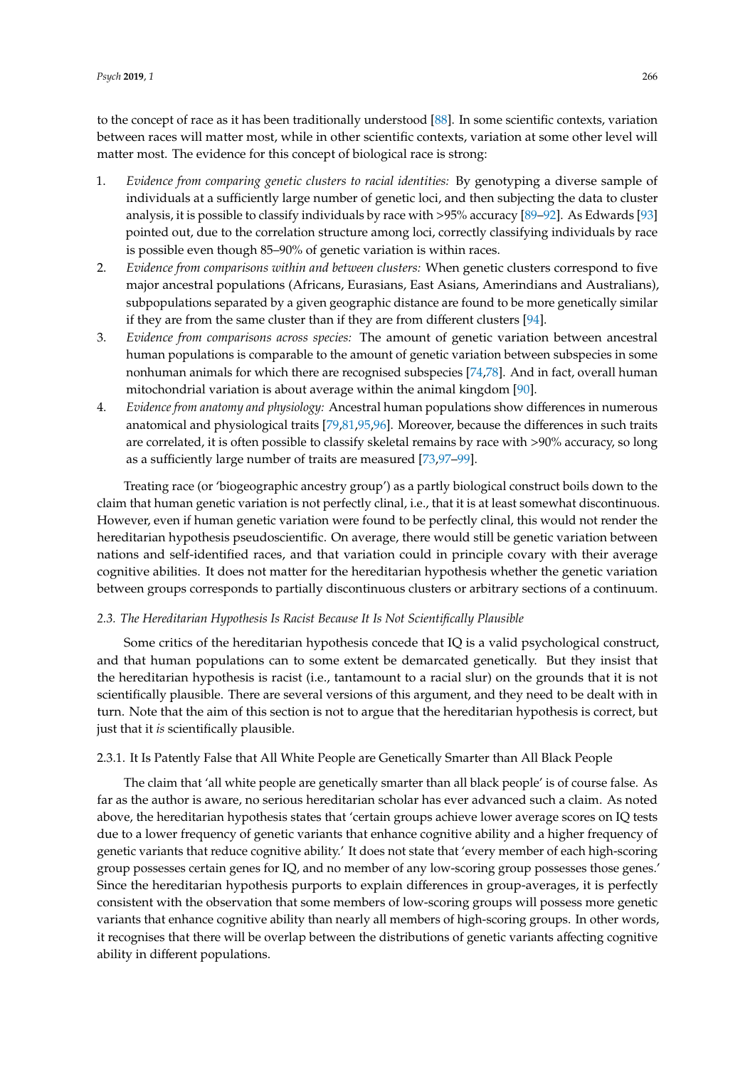to the concept of race as it has been traditionally understood [88]. In some scientific contexts, variation between races will matter most, while in other scientific contexts, variation at some other level will matter most. The evidence for this concept of biological race is strong:

1. *Evidence from comparing genetic clusters to racial identities:* By genotyping a diverse sample of individuals at a sufficiently large number of genetic loci, and then subjecting the data to cluster analysis, it is possible to classify individuals by race with >95% accuracy [89–92]. As Edwards [93] pointed out, due to the correlation structure among loci, correctly classifying individuals by race is possible even though 85–90% of genetic variation is within races.
2. *Evidence from comparisons within and between clusters:* When genetic clusters correspond to five major ancestral populations (Africans, Eurasians, East Asians, Amerindians and Australians), subpopulations separated by a given geographic distance are found to be more genetically similar if they are from the same cluster than if they are from different clusters [94].
3. *Evidence from comparisons across species:* The amount of genetic variation between ancestral human populations is comparable to the amount of genetic variation between subspecies in some nonhuman animals for which there are recognised subspecies [74,78]. And in fact, overall human mitochondrial variation is about average within the animal kingdom [90].
4. *Evidence from anatomy and physiology:* Ancestral human populations show differences in numerous anatomical and physiological traits [79,81,95,96]. Moreover, because the differences in such traits are correlated, it is often possible to classify skeletal remains by race with >90% accuracy, so long as a sufficiently large number of traits are measured [73,97–99].

Treating race (or 'biogeographic ancestry group') as a partly biological construct boils down to the claim that human genetic variation is not perfectly clinal, i.e., that it is at least somewhat discontinuous. However, even if human genetic variation were found to be perfectly clinal, this would not render the hereditarian hypothesis pseudoscientific. On average, there would still be genetic variation between nations and self-identified races, and that variation could in principle covary with their average cognitive abilities. It does not matter for the hereditarian hypothesis whether the genetic variation between groups corresponds to partially discontinuous clusters or arbitrary sections of a continuum.

### *2.3. The Hereditarian Hypothesis Is Racist Because It Is Not Scientifically Plausible*

Some critics of the hereditarian hypothesis concede that IQ is a valid psychological construct, and that human populations can to some extent be demarcated genetically. But they insist that the hereditarian hypothesis is racist (i.e., tantamount to a racial slur) on the grounds that it is not scientifically plausible. There are several versions of this argument, and they need to be dealt with in turn. Note that the aim of this section is not to argue that the hereditarian hypothesis is correct, but just that it *is* scientifically plausible.

#### 2.3.1. It Is Patently False that All White People are Genetically Smarter than All Black People

The claim that 'all white people are genetically smarter than all black people' is of course false. As far as the author is aware, no serious hereditarian scholar has ever advanced such a claim. As noted above, the hereditarian hypothesis states that 'certain groups achieve lower average scores on IQ tests due to a lower frequency of genetic variants that enhance cognitive ability and a higher frequency of genetic variants that reduce cognitive ability.' It does not state that 'every member of each high-scoring group possesses certain genes for IQ, and no member of any low-scoring group possesses those genes.' Since the hereditarian hypothesis purports to explain differences in group-averages, it is perfectly consistent with the observation that some members of low-scoring groups will possess more genetic variants that enhance cognitive ability than nearly all members of high-scoring groups. In other words, it recognises that there will be overlap between the distributions of genetic variants affecting cognitive ability in different populations.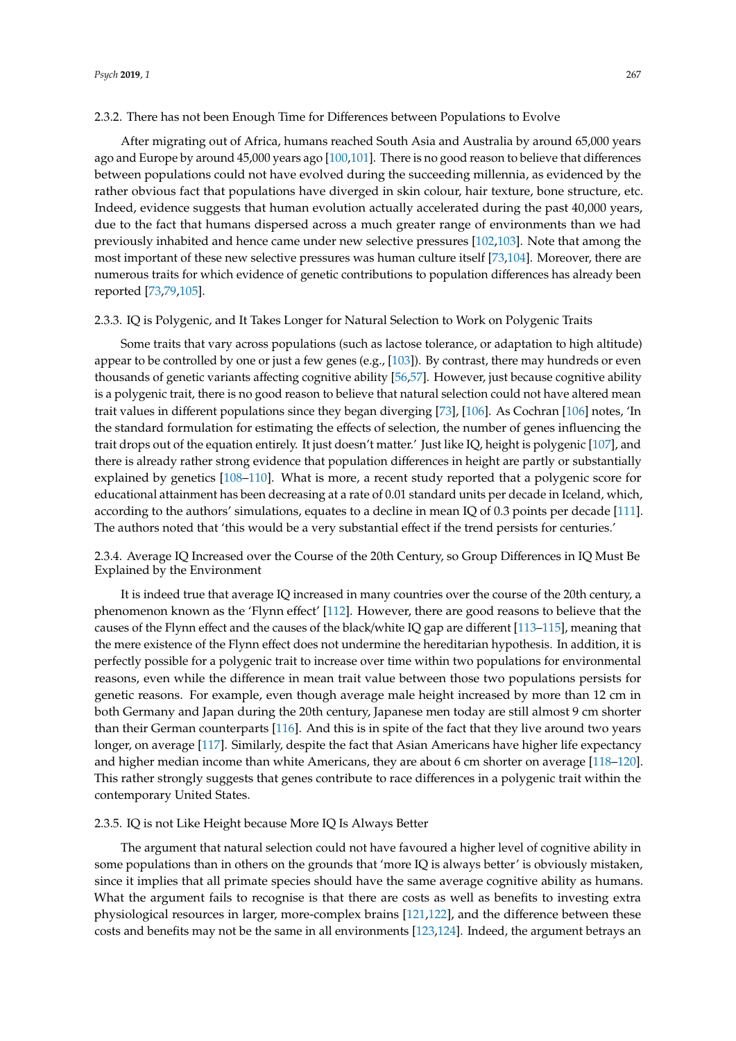#### 2.3.2. There has not been Enough Time for Differences between Populations to Evolve

After migrating out of Africa, humans reached South Asia and Australia by around 65,000 years ago and Europe by around 45,000 years ago [100,101]. There is no good reason to believe that differences between populations could not have evolved during the succeeding millennia, as evidenced by the rather obvious fact that populations have diverged in skin colour, hair texture, bone structure, etc. Indeed, evidence suggests that human evolution actually accelerated during the past 40,000 years, due to the fact that humans dispersed across a much greater range of environments than we had previously inhabited and hence came under new selective pressures [102,103]. Note that among the most important of these new selective pressures was human culture itself [73,104]. Moreover, there are numerous traits for which evidence of genetic contributions to population differences has already been reported [73,79,105].

#### 2.3.3. IQ is Polygenic, and It Takes Longer for Natural Selection to Work on Polygenic Traits

Some traits that vary across populations (such as lactose tolerance, or adaptation to high altitude) appear to be controlled by one or just a few genes (e.g., [103]). By contrast, there may hundreds or even thousands of genetic variants affecting cognitive ability [56,57]. However, just because cognitive ability is a polygenic trait, there is no good reason to believe that natural selection could not have altered mean trait values in different populations since they began diverging [73], [106]. As Cochran [106] notes, 'In the standard formulation for estimating the effects of selection, the number of genes influencing the trait drops out of the equation entirely. It just doesn't matter.' Just like IQ, height is polygenic [107], and there is already rather strong evidence that population differences in height are partly or substantially explained by genetics [108–110]. What is more, a recent study reported that a polygenic score for educational attainment has been decreasing at a rate of 0.01 standard units per decade in Iceland, which, according to the authors' simulations, equates to a decline in mean IQ of 0.3 points per decade [111]. The authors noted that 'this would be a very substantial effect if the trend persists for centuries.'

#### 2.3.4. Average IQ Increased over the Course of the 20th Century, so Group Differences in IQ Must Be Explained by the Environment

It is indeed true that average IQ increased in many countries over the course of the 20th century, a phenomenon known as the 'Flynn effect' [112]. However, there are good reasons to believe that the causes of the Flynn effect and the causes of the black/white IQ gap are different [113–115], meaning that the mere existence of the Flynn effect does not undermine the hereditarian hypothesis. In addition, it is perfectly possible for a polygenic trait to increase over time within two populations for environmental reasons, even while the difference in mean trait value between those two populations persists for genetic reasons. For example, even though average male height increased by more than 12 cm in both Germany and Japan during the 20th century, Japanese men today are still almost 9 cm shorter than their German counterparts [116]. And this is in spite of the fact that they live around two years longer, on average [117]. Similarly, despite the fact that Asian Americans have higher life expectancy and higher median income than white Americans, they are about 6 cm shorter on average [118–120]. This rather strongly suggests that genes contribute to race differences in a polygenic trait within the contemporary United States.

#### 2.3.5. IQ is not Like Height because More IQ Is Always Better

The argument that natural selection could not have favoured a higher level of cognitive ability in some populations than in others on the grounds that 'more IQ is always better' is obviously mistaken, since it implies that all primate species should have the same average cognitive ability as humans. What the argument fails to recognise is that there are costs as well as benefits to investing extra physiological resources in larger, more-complex brains [121,122], and the difference between these costs and benefits may not be the same in all environments [123,124]. Indeed, the argument betrays an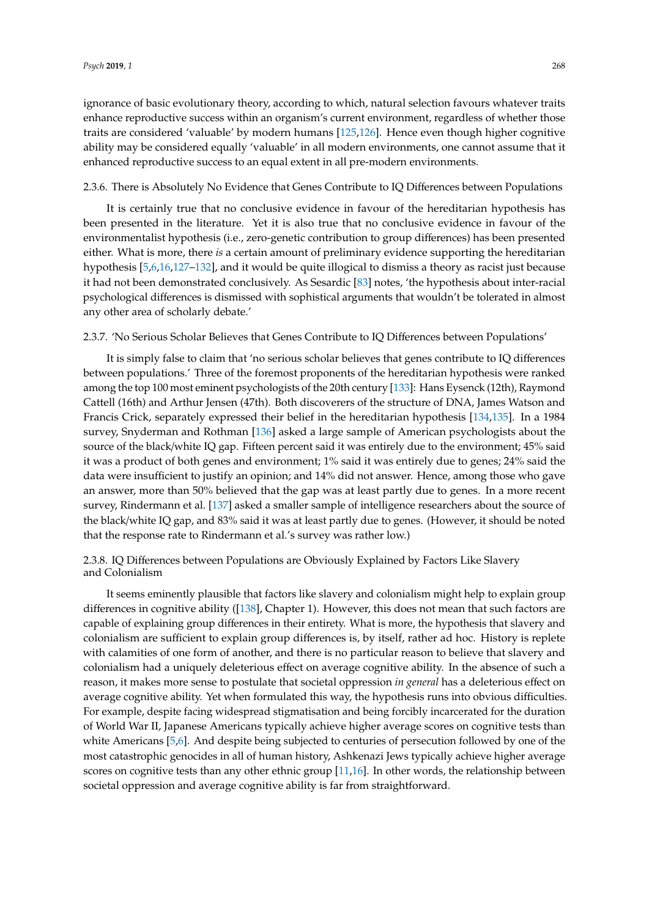ignorance of basic evolutionary theory, according to which, natural selection favours whatever traits enhance reproductive success within an organism's current environment, regardless of whether those traits are considered 'valuable' by modern humans [125,126]. Hence even though higher cognitive ability may be considered equally 'valuable' in all modern environments, one cannot assume that it enhanced reproductive success to an equal extent in all pre-modern environments.

#### 2.3.6. There is Absolutely No Evidence that Genes Contribute to IQ Differences between Populations

It is certainly true that no conclusive evidence in favour of the hereditarian hypothesis has been presented in the literature. Yet it is also true that no conclusive evidence in favour of the environmentalist hypothesis (i.e., zero-genetic contribution to group differences) has been presented either. What is more, there *is* a certain amount of preliminary evidence supporting the hereditarian hypothesis [5,6,16,127–132], and it would be quite illogical to dismiss a theory as racist just because it had not been demonstrated conclusively. As Sesardic [83] notes, 'the hypothesis about inter-racial psychological differences is dismissed with sophistical arguments that wouldn't be tolerated in almost any other area of scholarly debate.'

#### 2.3.7. 'No Serious Scholar Believes that Genes Contribute to IQ Differences between Populations'

It is simply false to claim that 'no serious scholar believes that genes contribute to IQ differences between populations.' Three of the foremost proponents of the hereditarian hypothesis were ranked among the top 100 most eminent psychologists of the 20th century [133]: Hans Eysenck (12th), Raymond Cattell (16th) and Arthur Jensen (47th). Both discoverers of the structure of DNA, James Watson and Francis Crick, separately expressed their belief in the hereditarian hypothesis [134,135]. In a 1984 survey, Snyderman and Rothman [136] asked a large sample of American psychologists about the source of the black/white IQ gap. Fifteen percent said it was entirely due to the environment; 45% said it was a product of both genes and environment; 1% said it was entirely due to genes; 24% said the data were insufficient to justify an opinion; and 14% did not answer. Hence, among those who gave an answer, more than 50% believed that the gap was at least partly due to genes. In a more recent survey, Rindermann et al. [137] asked a smaller sample of intelligence researchers about the source of the black/white IQ gap, and 83% said it was at least partly due to genes. (However, it should be noted that the response rate to Rindermann et al.'s survey was rather low.)

#### 2.3.8. IQ Differences between Populations are Obviously Explained by Factors Like Slavery and Colonialism

It seems eminently plausible that factors like slavery and colonialism might help to explain group differences in cognitive ability ([138], Chapter 1). However, this does not mean that such factors are capable of explaining group differences in their entirety. What is more, the hypothesis that slavery and colonialism are sufficient to explain group differences is, by itself, rather ad hoc. History is replete with calamities of one form of another, and there is no particular reason to believe that slavery and colonialism had a uniquely deleterious effect on average cognitive ability. In the absence of such a reason, it makes more sense to postulate that societal oppression *in general* has a deleterious effect on average cognitive ability. Yet when formulated this way, the hypothesis runs into obvious difficulties. For example, despite facing widespread stigmatisation and being forcibly incarcerated for the duration of World War II, Japanese Americans typically achieve higher average scores on cognitive tests than white Americans [5,6]. And despite being subjected to centuries of persecution followed by one of the most catastrophic genocides in all of human history, Ashkenazi Jews typically achieve higher average scores on cognitive tests than any other ethnic group [11,16]. In other words, the relationship between societal oppression and average cognitive ability is far from straightforward.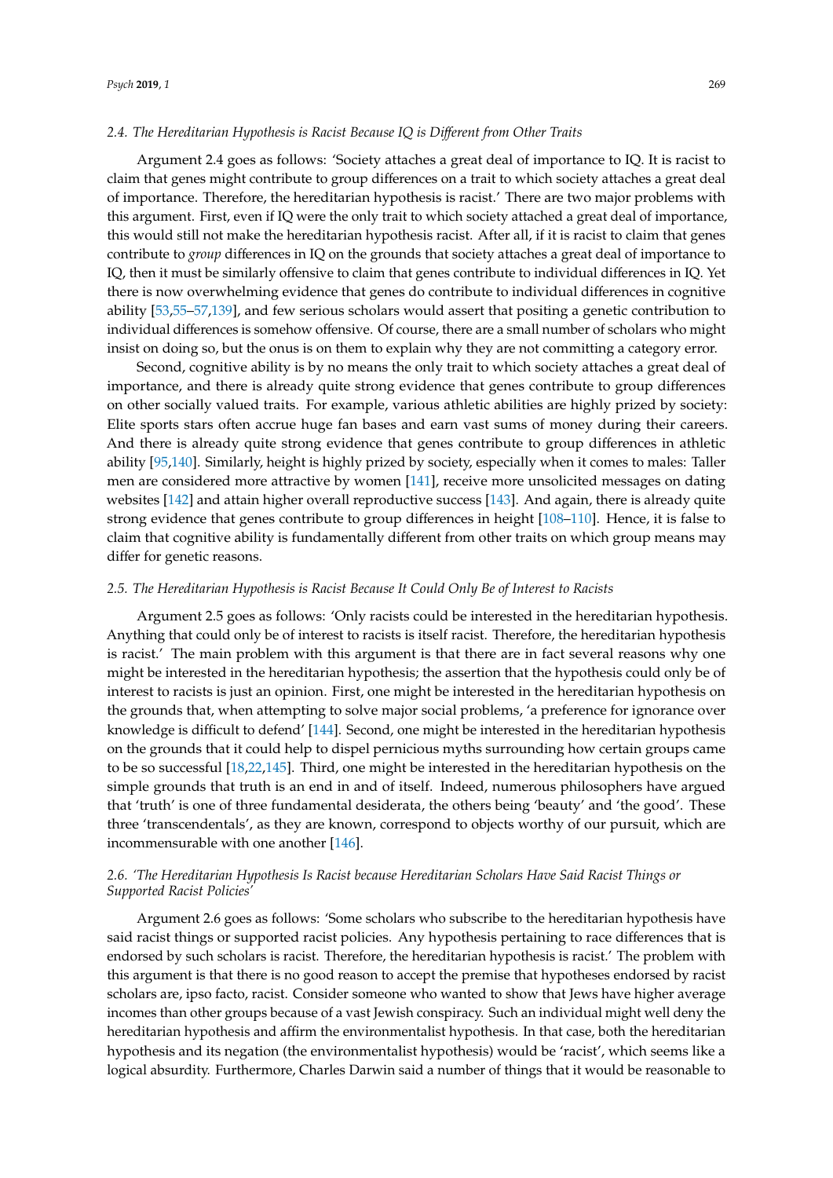### 2.4. The Hereditarian Hypothesis is Racist Because IQ is Different from Other Traits

Argument 2.4 goes as follows: 'Society attaches a great deal of importance to IQ. It is racist to claim that genes might contribute to group differences on a trait to which society attaches a great deal of importance. Therefore, the hereditarian hypothesis is racist.' There are two major problems with this argument. First, even if IQ were the only trait to which society attached a great deal of importance, this would still not make the hereditarian hypothesis racist. After all, if it is racist to claim that genes contribute to *group* differences in IQ on the grounds that society attaches a great deal of importance to IQ, then it must be similarly offensive to claim that genes contribute to individual differences in IQ. Yet there is now overwhelming evidence that genes do contribute to individual differences in cognitive ability [53,55–57,139], and few serious scholars would assert that positing a genetic contribution to individual differences is somehow offensive. Of course, there are a small number of scholars who might insist on doing so, but the onus is on them to explain why they are not committing a category error.

Second, cognitive ability is by no means the only trait to which society attaches a great deal of importance, and there is already quite strong evidence that genes contribute to group differences on other socially valued traits. For example, various athletic abilities are highly prized by society: Elite sports stars often accrue huge fan bases and earn vast sums of money during their careers. And there is already quite strong evidence that genes contribute to group differences in athletic ability [95,140]. Similarly, height is highly prized by society, especially when it comes to males: Taller men are considered more attractive by women [141], receive more unsolicited messages on dating websites [142] and attain higher overall reproductive success [143]. And again, there is already quite strong evidence that genes contribute to group differences in height [108–110]. Hence, it is false to claim that cognitive ability is fundamentally different from other traits on which group means may differ for genetic reasons.

### 2.5. The Hereditarian Hypothesis is Racist Because It Could Only Be of Interest to Racists

Argument 2.5 goes as follows: 'Only racists could be interested in the hereditarian hypothesis. Anything that could only be of interest to racists is itself racist. Therefore, the hereditarian hypothesis is racist.' The main problem with this argument is that there are in fact several reasons why one might be interested in the hereditarian hypothesis; the assertion that the hypothesis could only be of interest to racists is just an opinion. First, one might be interested in the hereditarian hypothesis on the grounds that, when attempting to solve major social problems, 'a preference for ignorance over knowledge is difficult to defend' [144]. Second, one might be interested in the hereditarian hypothesis on the grounds that it could help to dispel pernicious myths surrounding how certain groups came to be so successful [18,22,145]. Third, one might be interested in the hereditarian hypothesis on the simple grounds that truth is an end in and of itself. Indeed, numerous philosophers have argued that 'truth' is one of three fundamental desiderata, the others being 'beauty' and 'the good'. These three 'transcendentals', as they are known, correspond to objects worthy of our pursuit, which are incommensurable with one another [146].

### 2.6. 'The Hereditarian Hypothesis Is Racist because Hereditarian Scholars Have Said Racist Things or Supported Racist Policies'

Argument 2.6 goes as follows: 'Some scholars who subscribe to the hereditarian hypothesis have said racist things or supported racist policies. Any hypothesis pertaining to race differences that is endorsed by such scholars is racist. Therefore, the hereditarian hypothesis is racist.' The problem with this argument is that there is no good reason to accept the premise that hypotheses endorsed by racist scholars are, ipso facto, racist. Consider someone who wanted to show that Jews have higher average incomes than other groups because of a vast Jewish conspiracy. Such an individual might well deny the hereditarian hypothesis and affirm the environmentalist hypothesis. In that case, both the hereditarian hypothesis and its negation (the environmentalist hypothesis) would be 'racist', which seems like a logical absurdity. Furthermore, Charles Darwin said a number of things that it would be reasonable to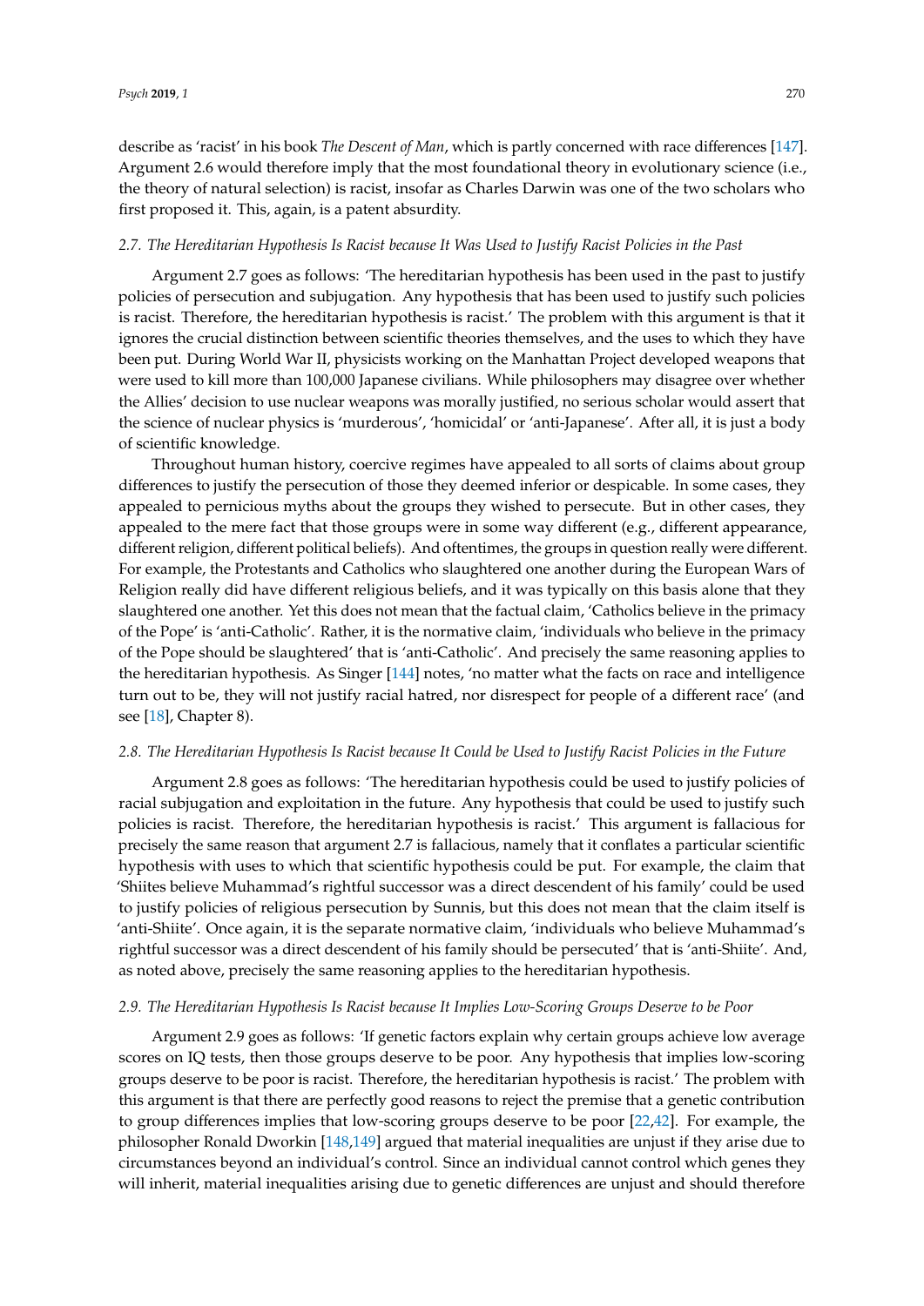describe as 'racist' in his book *The Descent of Man*, which is partly concerned with race differences [147]. Argument 2.6 would therefore imply that the most foundational theory in evolutionary science (i.e., the theory of natural selection) is racist, insofar as Charles Darwin was one of the two scholars who first proposed it. This, again, is a patent absurdity.

### 2.7. The Hereditarian Hypothesis Is Racist because It Was Used to Justify Racist Policies in the Past

Argument 2.7 goes as follows: 'The hereditarian hypothesis has been used in the past to justify policies of persecution and subjugation. Any hypothesis that has been used to justify such policies is racist. Therefore, the hereditarian hypothesis is racist.' The problem with this argument is that it ignores the crucial distinction between scientific theories themselves, and the uses to which they have been put. During World War II, physicists working on the Manhattan Project developed weapons that were used to kill more than 100,000 Japanese civilians. While philosophers may disagree over whether the Allies' decision to use nuclear weapons was morally justified, no serious scholar would assert that the science of nuclear physics is 'murderous', 'homicidal' or 'anti-Japanese'. After all, it is just a body of scientific knowledge.

Throughout human history, coercive regimes have appealed to all sorts of claims about group differences to justify the persecution of those they deemed inferior or despicable. In some cases, they appealed to pernicious myths about the groups they wished to persecute. But in other cases, they appealed to the mere fact that those groups were in some way different (e.g., different appearance, different religion, different political beliefs). And oftentimes, the groups in question really were different. For example, the Protestants and Catholics who slaughtered one another during the European Wars of Religion really did have different religious beliefs, and it was typically on this basis alone that they slaughtered one another. Yet this does not mean that the factual claim, 'Catholics believe in the primacy of the Pope' is 'anti-Catholic'. Rather, it is the normative claim, 'individuals who believe in the primacy of the Pope should be slaughtered' that is 'anti-Catholic'. And precisely the same reasoning applies to the hereditarian hypothesis. As Singer [144] notes, 'no matter what the facts on race and intelligence turn out to be, they will not justify racial hatred, nor disrespect for people of a different race' (and see [18], Chapter 8).

### 2.8. The Hereditarian Hypothesis Is Racist because It Could be Used to Justify Racist Policies in the Future

Argument 2.8 goes as follows: 'The hereditarian hypothesis could be used to justify policies of racial subjugation and exploitation in the future. Any hypothesis that could be used to justify such policies is racist. Therefore, the hereditarian hypothesis is racist.' This argument is fallacious for precisely the same reason that argument 2.7 is fallacious, namely that it conflates a particular scientific hypothesis with uses to which that scientific hypothesis could be put. For example, the claim that 'Shiites believe Muhammad's rightful successor was a direct descendent of his family' could be used to justify policies of religious persecution by Sunnis, but this does not mean that the claim itself is 'anti-Shiite'. Once again, it is the separate normative claim, 'individuals who believe Muhammad's rightful successor was a direct descendent of his family should be persecuted' that is 'anti-Shiite'. And, as noted above, precisely the same reasoning applies to the hereditarian hypothesis.

### 2.9. The Hereditarian Hypothesis Is Racist because It Implies Low-Scoring Groups Deserve to be Poor

Argument 2.9 goes as follows: 'If genetic factors explain why certain groups achieve low average scores on IQ tests, then those groups deserve to be poor. Any hypothesis that implies low-scoring groups deserve to be poor is racist. Therefore, the hereditarian hypothesis is racist.' The problem with this argument is that there are perfectly good reasons to reject the premise that a genetic contribution to group differences implies that low-scoring groups deserve to be poor [22,42]. For example, the philosopher Ronald Dworkin [148,149] argued that material inequalities are unjust if they arise due to circumstances beyond an individual's control. Since an individual cannot control which genes they will inherit, material inequalities arising due to genetic differences are unjust and should therefore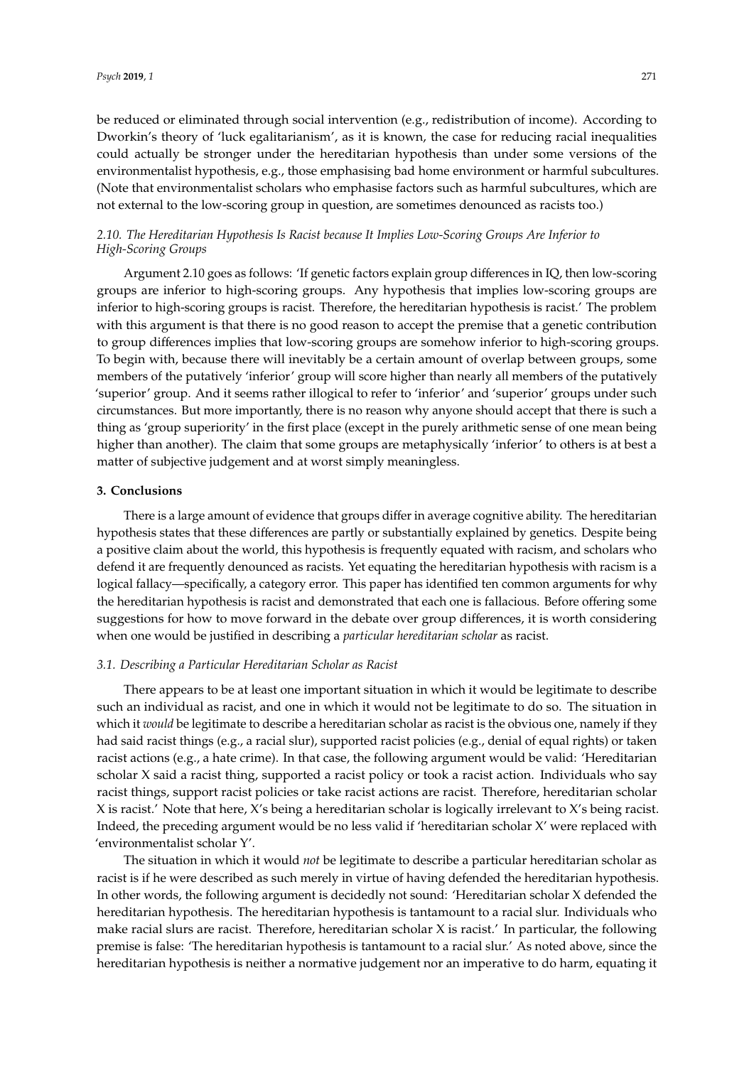be reduced or eliminated through social intervention (e.g., redistribution of income). According to Dworkin's theory of 'luck egalitarianism', as it is known, the case for reducing racial inequalities could actually be stronger under the hereditarian hypothesis than under some versions of the environmentalist hypothesis, e.g., those emphasising bad home environment or harmful subcultures. (Note that environmentalist scholars who emphasise factors such as harmful subcultures, which are not external to the low-scoring group in question, are sometimes denounced as racists too.)

### *2.10. The Hereditarian Hypothesis Is Racist because It Implies Low-Scoring Groups Are Inferior to High-Scoring Groups*

Argument 2.10 goes as follows: 'If genetic factors explain group differences in IQ, then low-scoring groups are inferior to high-scoring groups. Any hypothesis that implies low-scoring groups are inferior to high-scoring groups is racist. Therefore, the hereditarian hypothesis is racist.' The problem with this argument is that there is no good reason to accept the premise that a genetic contribution to group differences implies that low-scoring groups are somehow inferior to high-scoring groups. To begin with, because there will inevitably be a certain amount of overlap between groups, some members of the putatively 'inferior' group will score higher than nearly all members of the putatively 'superior' group. And it seems rather illogical to refer to 'inferior' and 'superior' groups under such circumstances. But more importantly, there is no reason why anyone should accept that there is such a thing as 'group superiority' in the first place (except in the purely arithmetic sense of one mean being higher than another). The claim that some groups are metaphysically 'inferior' to others is at best a matter of subjective judgement and at worst simply meaningless.

## **3. Conclusions**

There is a large amount of evidence that groups differ in average cognitive ability. The hereditarian hypothesis states that these differences are partly or substantially explained by genetics. Despite being a positive claim about the world, this hypothesis is frequently equated with racism, and scholars who defend it are frequently denounced as racists. Yet equating the hereditarian hypothesis with racism is a logical fallacy—specifically, a category error. This paper has identified ten common arguments for why the hereditarian hypothesis is racist and demonstrated that each one is fallacious. Before offering some suggestions for how to move forward in the debate over group differences, it is worth considering when one would be justified in describing a *particular hereditarian scholar* as racist.

### *3.1. Describing a Particular Hereditarian Scholar as Racist*

There appears to be at least one important situation in which it would be legitimate to describe such an individual as racist, and one in which it would not be legitimate to do so. The situation in which it *would* be legitimate to describe a hereditarian scholar as racist is the obvious one, namely if they had said racist things (e.g., a racial slur), supported racist policies (e.g., denial of equal rights) or taken racist actions (e.g., a hate crime). In that case, the following argument would be valid: 'Hereditarian scholar X said a racist thing, supported a racist policy or took a racist action. Individuals who say racist things, support racist policies or take racist actions are racist. Therefore, hereditarian scholar X is racist.' Note that here, X's being a hereditarian scholar is logically irrelevant to X's being racist. Indeed, the preceding argument would be no less valid if 'hereditarian scholar X' were replaced with 'environmentalist scholar Y'.

The situation in which it would *not* be legitimate to describe a particular hereditarian scholar as racist is if he were described as such merely in virtue of having defended the hereditarian hypothesis. In other words, the following argument is decidedly not sound: 'Hereditarian scholar X defended the hereditarian hypothesis. The hereditarian hypothesis is tantamount to a racial slur. Individuals who make racial slurs are racist. Therefore, hereditarian scholar X is racist.' In particular, the following premise is false: 'The hereditarian hypothesis is tantamount to a racial slur.' As noted above, since the hereditarian hypothesis is neither a normative judgement nor an imperative to do harm, equating it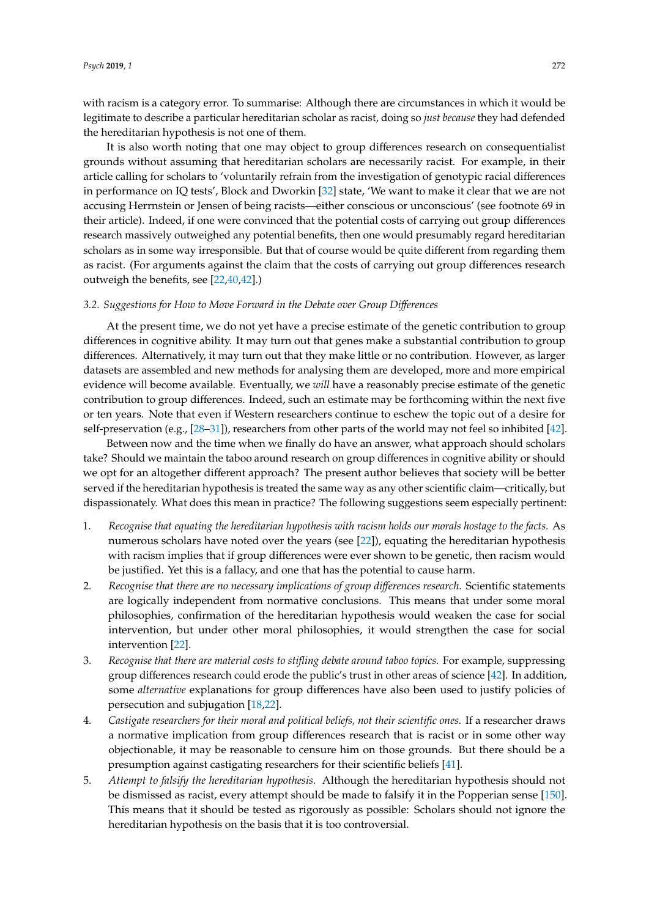with racism is a category error. To summarise: Although there are circumstances in which it would be legitimate to describe a particular hereditarian scholar as racist, doing so *just because* they had defended the hereditarian hypothesis is not one of them.

It is also worth noting that one may object to group differences research on consequentialist grounds without assuming that hereditarian scholars are necessarily racist. For example, in their article calling for scholars to 'voluntarily refrain from the investigation of genotypic racial differences in performance on IQ tests', Block and Dworkin [32] state, 'We want to make it clear that we are not accusing Herrnstein or Jensen of being racists—either conscious or unconscious' (see footnote 69 in their article). Indeed, if one were convinced that the potential costs of carrying out group differences research massively outweighed any potential benefits, then one would presumably regard hereditarian scholars as in some way irresponsible. But that of course would be quite different from regarding them as racist. (For arguments against the claim that the costs of carrying out group differences research outweigh the benefits, see [22,40,42].)

### *3.2. Suggestions for How to Move Forward in the Debate over Group Differences*

At the present time, we do not yet have a precise estimate of the genetic contribution to group differences in cognitive ability. It may turn out that genes make a substantial contribution to group differences. Alternatively, it may turn out that they make little or no contribution. However, as larger datasets are assembled and new methods for analysing them are developed, more and more empirical evidence will become available. Eventually, we *will* have a reasonably precise estimate of the genetic contribution to group differences. Indeed, such an estimate may be forthcoming within the next five or ten years. Note that even if Western researchers continue to eschew the topic out of a desire for self-preservation (e.g., [28–31]), researchers from other parts of the world may not feel so inhibited [42].

Between now and the time when we finally do have an answer, what approach should scholars take? Should we maintain the taboo around research on group differences in cognitive ability or should we opt for an altogether different approach? The present author believes that society will be better served if the hereditarian hypothesis is treated the same way as any other scientific claim—critically, but dispassionately. What does this mean in practice? The following suggestions seem especially pertinent:

1. *Recognise that equating the hereditarian hypothesis with racism holds our morals hostage to the facts.* As numerous scholars have noted over the years (see [22]), equating the hereditarian hypothesis with racism implies that if group differences were ever shown to be genetic, then racism would be justified. Yet this is a fallacy, and one that has the potential to cause harm.
2. *Recognise that there are no necessary implications of group differences research.* Scientific statements are logically independent from normative conclusions. This means that under some moral philosophies, confirmation of the hereditarian hypothesis would weaken the case for social intervention, but under other moral philosophies, it would strengthen the case for social intervention [22].
3. *Recognise that there are material costs to stifling debate around taboo topics.* For example, suppressing group differences research could erode the public's trust in other areas of science [42]. In addition, some *alternative* explanations for group differences have also been used to justify policies of persecution and subjugation [18,22].
4. *Castigate researchers for their moral and political beliefs, not their scientific ones.* If a researcher draws a normative implication from group differences research that is racist or in some other way objectionable, it may be reasonable to censure him on those grounds. But there should be a presumption against castigating researchers for their scientific beliefs [41].
5. *Attempt to falsify the hereditarian hypothesis.* Although the hereditarian hypothesis should not be dismissed as racist, every attempt should be made to falsify it in the Popperian sense [150]. This means that it should be tested as rigorously as possible: Scholars should not ignore the hereditarian hypothesis on the basis that it is too controversial.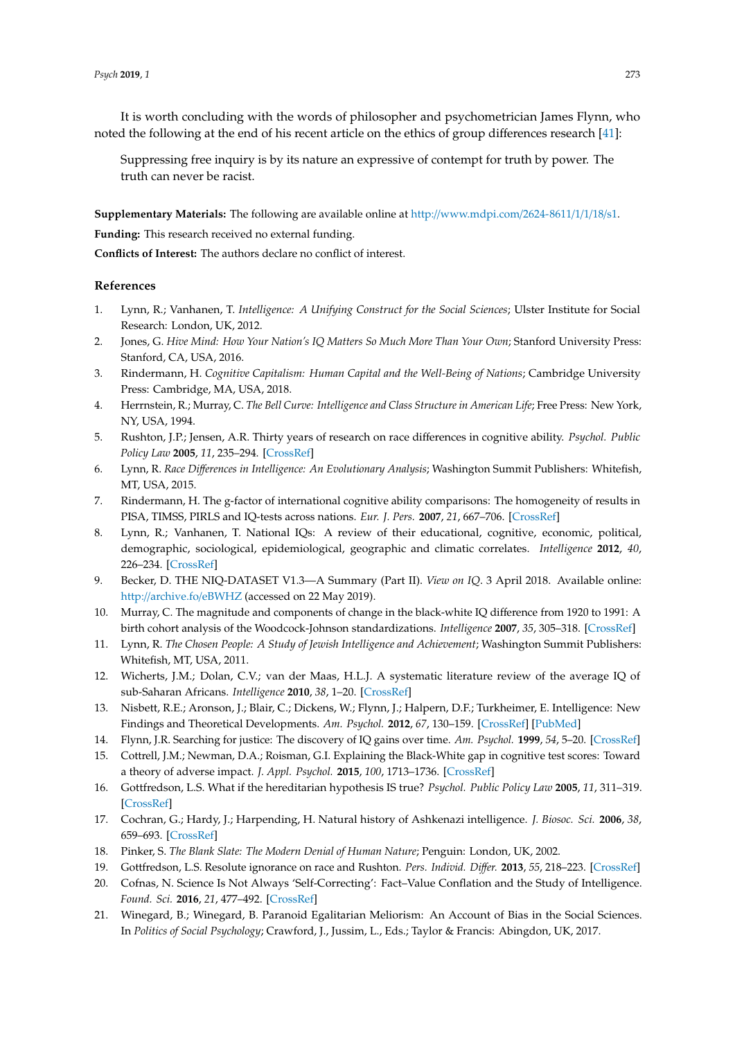It is worth concluding with the words of philosopher and psychometrician James Flynn, who noted the following at the end of his recent article on the ethics of group differences research [41]:

> Suppressing free inquiry is by its nature an expressive of contempt for truth by power. The truth can never be racist.

**Supplementary Materials:** The following are available online at http://www.mdpi.com/2624-8611/1/1/18/s1.

**Funding:** This research received no external funding.

**Conflicts of Interest:** The authors declare no conflict of interest.

## References

1. Lynn, R.; Vanhanen, T. *Intelligence: A Unifying Construct for the Social Sciences*; Ulster Institute for Social Research: London, UK, 2012.
2. Jones, G. *Hive Mind: How Your Nation's IQ Matters So Much More Than Your Own*; Stanford University Press: Stanford, CA, USA, 2016.
3. Rindermann, H. *Cognitive Capitalism: Human Capital and the Well-Being of Nations*; Cambridge University Press: Cambridge, MA, USA, 2018.
4. Herrnstein, R.; Murray, C. *The Bell Curve: Intelligence and Class Structure in American Life*; Free Press: New York, NY, USA, 1994.
5. Rushton, J.P.; Jensen, A.R. Thirty years of research on race differences in cognitive ability. *Psychol. Public Policy Law* **2005**, *11*, 235–294. [CrossRef]
6. Lynn, R. *Race Differences in Intelligence: An Evolutionary Analysis*; Washington Summit Publishers: Whitefish, MT, USA, 2015.
7. Rindermann, H. The g-factor of international cognitive ability comparisons: The homogeneity of results in PISA, TIMSS, PIRLS and IQ-tests across nations. *Eur. J. Pers.* **2007**, *21*, 667–706. [CrossRef]
8. Lynn, R.; Vanhanen, T. National IQs: A review of their educational, cognitive, economic, political, demographic, sociological, epidemiological, geographic and climatic correlates. *Intelligence* **2012**, *40*, 226–234. [CrossRef]
9. Becker, D. THE NIQ-DATASET V1.3—A Summary (Part II). *View on IQ*. 3 April 2018. Available online: http://archive.fo/eBWHZ (accessed on 22 May 2019).
10. Murray, C. The magnitude and components of change in the black-white IQ difference from 1920 to 1991: A birth cohort analysis of the Woodcock-Johnson standardizations. *Intelligence* **2007**, *35*, 305–318. [CrossRef]
11. Lynn, R. *The Chosen People: A Study of Jewish Intelligence and Achievement*; Washington Summit Publishers: Whitefish, MT, USA, 2011.
12. Wicherts, J.M.; Dolan, C.V.; van der Maas, H.L.J. A systematic literature review of the average IQ of sub-Saharan Africans. *Intelligence* **2010**, *38*, 1–20. [CrossRef]
13. Nisbett, R.E.; Aronson, J.; Blair, C.; Dickens, W.; Flynn, J.; Halpern, D.F.; Turkheimer, E. Intelligence: New Findings and Theoretical Developments. *Am. Psychol.* **2012**, *67*, 130–159. [CrossRef] [PubMed]
14. Flynn, J.R. Searching for justice: The discovery of IQ gains over time. *Am. Psychol.* **1999**, *54*, 5–20. [CrossRef]
15. Cottrell, J.M.; Newman, D.A.; Roisman, G.I. Explaining the Black-White gap in cognitive test scores: Toward a theory of adverse impact. *J. Appl. Psychol.* **2015**, *100*, 1713–1736. [CrossRef]
16. Gottfredson, L.S. What if the hereditarian hypothesis IS true? *Psychol. Public Policy Law* **2005**, *11*, 311–319. [CrossRef]
17. Cochran, G.; Hardy, J.; Harpending, H. Natural history of Ashkenazi intelligence. *J. Biosoc. Sci.* **2006**, *38*, 659–693. [CrossRef]
18. Pinker, S. *The Blank Slate: The Modern Denial of Human Nature*; Penguin: London, UK, 2002.
19. Gottfredson, L.S. Resolute ignorance on race and Rushton. *Pers. Individ. Differ.* **2013**, *55*, 218–223. [CrossRef]
20. Cofnas, N. Science Is Not Always 'Self-Correcting': Fact–Value Conflation and the Study of Intelligence. *Found. Sci.* **2016**, *21*, 477–492. [CrossRef]
21. Winegard, B.; Winegard, B. Paranoid Egalitarian Meliorism: An Account of Bias in the Social Sciences. In *Politics of Social Psychology*; Crawford, J., Jussim, L., Eds.; Taylor & Francis: Abingdon, UK, 2017.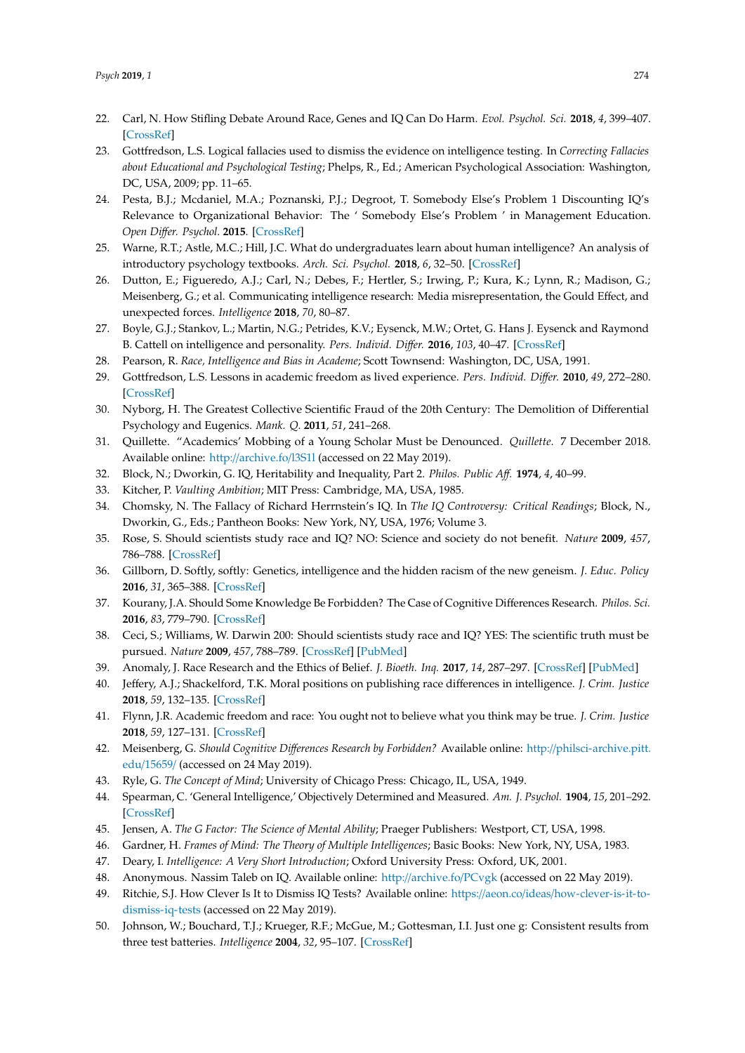22. Carl, N. How Stifling Debate Around Race, Genes and IQ Can Do Harm. *Evol. Psychol. Sci.* **2018**, *4*, 399–407. [CrossRef]
23. Gottfredson, L.S. Logical fallacies used to dismiss the evidence on intelligence testing. In *Correcting Fallacies about Educational and Psychological Testing*; Phelps, R., Ed.; American Psychological Association: Washington, DC, USA, 2009; pp. 11–65.
24. Pesta, B.J.; Mcdaniel, M.A.; Poznanski, P.J.; Degroot, T. Somebody Else's Problem 1 Discounting IQ's Relevance to Organizational Behavior: The ' Somebody Else's Problem ' in Management Education. *Open Differ. Psychol.* **2015**. [CrossRef]
25. Warne, R.T.; Astle, M.C.; Hill, J.C. What do undergraduates learn about human intelligence? An analysis of introductory psychology textbooks. *Arch. Sci. Psychol.* **2018**, *6*, 32–50. [CrossRef]
26. Dutton, E.; Figueredo, A.J.; Carl, N.; Debes, F.; Hertler, S.; Irwing, P.; Kura, K.; Lynn, R.; Madison, G.; Meisenberg, G.; et al. Communicating intelligence research: Media misrepresentation, the Gould Effect, and unexpected forces. *Intelligence* **2018**, *70*, 80–87.
27. Boyle, G.J.; Stankov, L.; Martin, N.G.; Petrides, K.V.; Eysenck, M.W.; Ortet, G. Hans J. Eysenck and Raymond B. Cattell on intelligence and personality. *Pers. Individ. Differ.* **2016**, *103*, 40–47. [CrossRef]
28. Pearson, R. *Race, Intelligence and Bias in Academe*; Scott Townsend: Washington, DC, USA, 1991.
29. Gottfredson, L.S. Lessons in academic freedom as lived experience. *Pers. Individ. Differ.* **2010**, *49*, 272–280. [CrossRef]
30. Nyborg, H. The Greatest Collective Scientific Fraud of the 20th Century: The Demolition of Differential Psychology and Eugenics. *Mank. Q.* **2011**, *51*, 241–268.
31. Quillette. "Academics' Mobbing of a Young Scholar Must be Denounced. *Quillette*. 7 December 2018. Available online: http://archive.fo/l3S1l (accessed on 22 May 2019).
32. Block, N.; Dworkin, G. IQ, Heritability and Inequality, Part 2. *Philos. Public Aff.* **1974**, *4*, 40–99.
33. Kitcher, P. *Vaulting Ambition*; MIT Press: Cambridge, MA, USA, 1985.
34. Chomsky, N. The Fallacy of Richard Herrnstein's IQ. In *The IQ Controversy: Critical Readings*; Block, N., Dworkin, G., Eds.; Pantheon Books: New York, NY, USA, 1976; Volume 3.
35. Rose, S. Should scientists study race and IQ? NO: Science and society do not benefit. *Nature* **2009**, *457*, 786–788. [CrossRef]
36. Gillborn, D. Softly, softly: Genetics, intelligence and the hidden racism of the new geneism. *J. Educ. Policy* **2016**, *31*, 365–388. [CrossRef]
37. Kourany, J.A. Should Some Knowledge Be Forbidden? The Case of Cognitive Differences Research. *Philos. Sci.* **2016**, *83*, 779–790. [CrossRef]
38. Ceci, S.; Williams, W. Darwin 200: Should scientists study race and IQ? YES: The scientific truth must be pursued. *Nature* **2009**, *457*, 788–789. [CrossRef] [PubMed]
39. Anomaly, J. Race Research and the Ethics of Belief. *J. Bioeth. Inq.* **2017**, *14*, 287–297. [CrossRef] [PubMed]
40. Jeffery, A.J.; Shackelford, T.K. Moral positions on publishing race differences in intelligence. *J. Crim. Justice* **2018**, *59*, 132–135. [CrossRef]
41. Flynn, J.R. Academic freedom and race: You ought not to believe what you think may be true. *J. Crim. Justice* **2018**, *59*, 127–131. [CrossRef]
42. Meisenberg, G. *Should Cognitive Differences Research by Forbidden?* Available online: http://philsci-archive.pitt.edu/15659/ (accessed on 24 May 2019).
43. Ryle, G. *The Concept of Mind*; University of Chicago Press: Chicago, IL, USA, 1949.
44. Spearman, C. 'General Intelligence,' Objectively Determined and Measured. *Am. J. Psychol.* **1904**, *15*, 201–292. [CrossRef]
45. Jensen, A. *The G Factor: The Science of Mental Ability*; Praeger Publishers: Westport, CT, USA, 1998.
46. Gardner, H. *Frames of Mind: The Theory of Multiple Intelligences*; Basic Books: New York, NY, USA, 1983.
47. Deary, I. *Intelligence: A Very Short Introduction*; Oxford University Press: Oxford, UK, 2001.
48. Anonymous. Nassim Taleb on IQ. Available online: http://archive.fo/PCvgk (accessed on 22 May 2019).
49. Ritchie, S.J. How Clever Is It to Dismiss IQ Tests? Available online: https://aeon.co/ideas/how-clever-is-it-to-dismiss-iq-tests (accessed on 22 May 2019).
50. Johnson, W.; Bouchard, T.J.; Krueger, R.F.; McGue, M.; Gottesman, I.I. Just one g: Consistent results from three test batteries. *Intelligence* **2004**, *32*, 95–107. [CrossRef]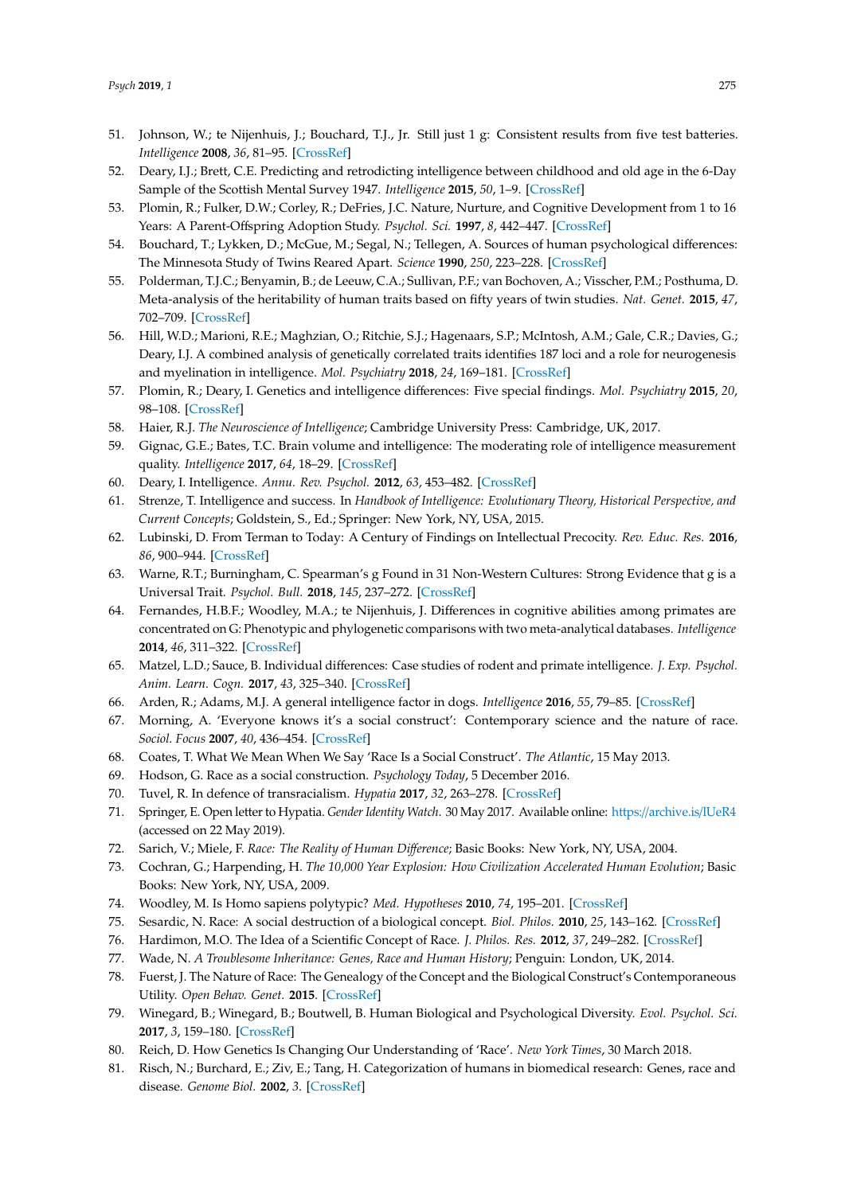51. Johnson, W.; te Nijenhuis, J.; Bouchard, T.J., Jr. Still just 1 g: Consistent results from five test batteries. *Intelligence* **2008**, *36*, 81–95. [CrossRef]
52. Deary, I.J.; Brett, C.E. Predicting and retrodicting intelligence between childhood and old age in the 6-Day Sample of the Scottish Mental Survey 1947. *Intelligence* **2015**, *50*, 1–9. [CrossRef]
53. Plomin, R.; Fulker, D.W.; Corley, R.; DeFries, J.C. Nature, Nurture, and Cognitive Development from 1 to 16 Years: A Parent-Offspring Adoption Study. *Psychol. Sci.* **1997**, *8*, 442–447. [CrossRef]
54. Bouchard, T.; Lykken, D.; McGue, M.; Segal, N.; Tellegen, A. Sources of human psychological differences: The Minnesota Study of Twins Reared Apart. *Science* **1990**, *250*, 223–228. [CrossRef]
55. Polderman, T.J.C.; Benyamin, B.; de Leeuw, C.A.; Sullivan, P.F.; van Bochoven, A.; Visscher, P.M.; Posthuma, D. Meta-analysis of the heritability of human traits based on fifty years of twin studies. *Nat. Genet.* **2015**, *47*, 702–709. [CrossRef]
56. Hill, W.D.; Marioni, R.E.; Maghzian, O.; Ritchie, S.J.; Hagenaars, S.P.; McIntosh, A.M.; Gale, C.R.; Davies, G.; Deary, I.J. A combined analysis of genetically correlated traits identifies 187 loci and a role for neurogenesis and myelination in intelligence. *Mol. Psychiatry* **2018**, *24*, 169–181. [CrossRef]
57. Plomin, R.; Deary, I. Genetics and intelligence differences: Five special findings. *Mol. Psychiatry* **2015**, *20*, 98–108. [CrossRef]
58. Haier, R.J. *The Neuroscience of Intelligence*; Cambridge University Press: Cambridge, UK, 2017.
59. Gignac, G.E.; Bates, T.C. Brain volume and intelligence: The moderating role of intelligence measurement quality. *Intelligence* **2017**, *64*, 18–29. [CrossRef]
60. Deary, I. Intelligence. *Annu. Rev. Psychol.* **2012**, *63*, 453–482. [CrossRef]
61. Strenze, T. Intelligence and success. In *Handbook of Intelligence: Evolutionary Theory, Historical Perspective, and Current Concepts*; Goldstein, S., Ed.; Springer: New York, NY, USA, 2015.
62. Lubinski, D. From Terman to Today: A Century of Findings on Intellectual Precocity. *Rev. Educ. Res.* **2016**, *86*, 900–944. [CrossRef]
63. Warne, R.T.; Burningham, C. Spearman's g Found in 31 Non-Western Cultures: Strong Evidence that g is a Universal Trait. *Psychol. Bull.* **2018**, *145*, 237–272. [CrossRef]
64. Fernandes, H.B.F.; Woodley, M.A.; te Nijenhuis, J. Differences in cognitive abilities among primates are concentrated on G: Phenotypic and phylogenetic comparisons with two meta-analytical databases. *Intelligence* **2014**, *46*, 311–322. [CrossRef]
65. Matzel, L.D.; Sauce, B. Individual differences: Case studies of rodent and primate intelligence. *J. Exp. Psychol. Anim. Learn. Cogn.* **2017**, *43*, 325–340. [CrossRef]
66. Arden, R.; Adams, M.J. A general intelligence factor in dogs. *Intelligence* **2016**, *55*, 79–85. [CrossRef]
67. Morning, A. 'Everyone knows it's a social construct': Contemporary science and the nature of race. *Sociol. Focus* **2007**, *40*, 436–454. [CrossRef]
68. Coates, T. What We Mean When We Say 'Race Is a Social Construct'. *The Atlantic*, 15 May 2013.
69. Hodson, G. Race as a social construction. *Psychology Today*, 5 December 2016.
70. Tuvel, R. In defence of transracialism. *Hypatia* **2017**, *32*, 263–278. [CrossRef]
71. Springer, E. Open letter to Hypatia. *Gender Identity Watch.* 30 May 2017. Available online: https://archive.is/lUeR4 (accessed on 22 May 2019).
72. Sarich, V.; Miele, F. *Race: The Reality of Human Difference*; Basic Books: New York, NY, USA, 2004.
73. Cochran, G.; Harpending, H. *The 10,000 Year Explosion: How Civilization Accelerated Human Evolution*; Basic Books: New York, NY, USA, 2009.
74. Woodley, M. Is Homo sapiens polytypic? *Med. Hypotheses* **2010**, *74*, 195–201. [CrossRef]
75. Sesardic, N. Race: A social destruction of a biological concept. *Biol. Philos.* **2010**, *25*, 143–162. [CrossRef]
76. Hardimon, M.O. The Idea of a Scientific Concept of Race. *J. Philos. Res.* **2012**, *37*, 249–282. [CrossRef]
77. Wade, N. *A Troublesome Inheritance: Genes, Race and Human History*; Penguin: London, UK, 2014.
78. Fuerst, J. The Nature of Race: The Genealogy of the Concept and the Biological Construct's Contemporaneous Utility. *Open Behav. Genet.* **2015**. [CrossRef]
79. Winegard, B.; Winegard, B.; Boutwell, B. Human Biological and Psychological Diversity. *Evol. Psychol. Sci.* **2017**, *3*, 159–180. [CrossRef]
80. Reich, D. How Genetics Is Changing Our Understanding of 'Race'. *New York Times*, 30 March 2018.
81. Risch, N.; Burchard, E.; Ziv, E.; Tang, H. Categorization of humans in biomedical research: Genes, race and disease. *Genome Biol.* **2002**, *3*. [CrossRef]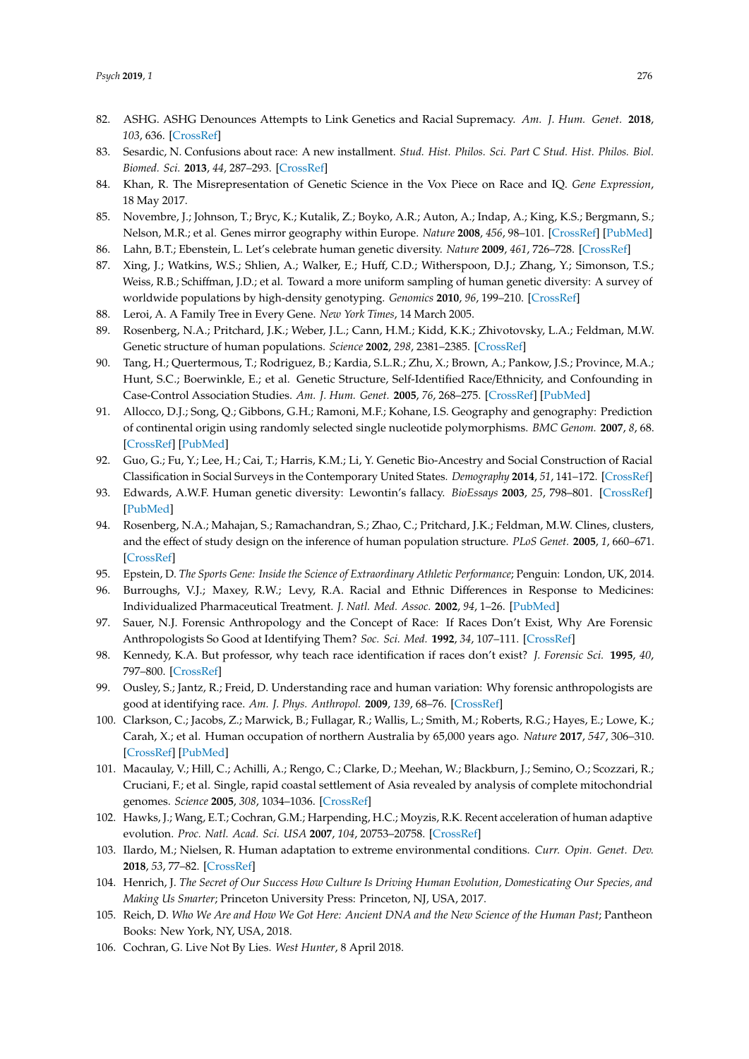82. ASHG. ASHG Denounces Attempts to Link Genetics and Racial Supremacy. *Am. J. Hum. Genet.* **2018**, *103*, 636. [CrossRef]
83. Sesardic, N. Confusions about race: A new installment. *Stud. Hist. Philos. Sci. Part C Stud. Hist. Philos. Biol. Biomed. Sci.* **2013**, *44*, 287–293. [CrossRef]
84. Khan, R. The Misrepresentation of Genetic Science in the Vox Piece on Race and IQ. *Gene Expression*, 18 May 2017.
85. Novembre, J.; Johnson, T.; Bryc, K.; Kutalik, Z.; Boyko, A.R.; Auton, A.; Indap, A.; King, K.S.; Bergmann, S.; Nelson, M.R.; et al. Genes mirror geography within Europe. *Nature* **2008**, *456*, 98–101. [CrossRef] [PubMed]
86. Lahn, B.T.; Ebenstein, L. Let's celebrate human genetic diversity. *Nature* **2009**, *461*, 726–728. [CrossRef]
87. Xing, J.; Watkins, W.S.; Shlien, A.; Walker, E.; Huff, C.D.; Witherspoon, D.J.; Zhang, Y.; Simonson, T.S.; Weiss, R.B.; Schiffman, J.D.; et al. Toward a more uniform sampling of human genetic diversity: A survey of worldwide populations by high-density genotyping. *Genomics* **2010**, *96*, 199–210. [CrossRef]
88. Leroi, A. A Family Tree in Every Gene. *New York Times*, 14 March 2005.
89. Rosenberg, N.A.; Pritchard, J.K.; Weber, J.L.; Cann, H.M.; Kidd, K.K.; Zhivotovsky, L.A.; Feldman, M.W. Genetic structure of human populations. *Science* **2002**, *298*, 2381–2385. [CrossRef]
90. Tang, H.; Quertermous, T.; Rodriguez, B.; Kardia, S.L.R.; Zhu, X.; Brown, A.; Pankow, J.S.; Province, M.A.; Hunt, S.C.; Boerwinkle, E.; et al. Genetic Structure, Self-Identified Race/Ethnicity, and Confounding in Case-Control Association Studies. *Am. J. Hum. Genet.* **2005**, *76*, 268–275. [CrossRef] [PubMed]
91. Allocco, D.J.; Song, Q.; Gibbons, G.H.; Ramoni, M.F.; Kohane, I.S. Geography and genography: Prediction of continental origin using randomly selected single nucleotide polymorphisms. *BMC Genom.* **2007**, *8*, 68. [CrossRef] [PubMed]
92. Guo, G.; Fu, Y.; Lee, H.; Cai, T.; Harris, K.M.; Li, Y. Genetic Bio-Ancestry and Social Construction of Racial Classification in Social Surveys in the Contemporary United States. *Demography* **2014**, *51*, 141–172. [CrossRef]
93. Edwards, A.W.F. Human genetic diversity: Lewontin's fallacy. *BioEssays* **2003**, *25*, 798–801. [CrossRef] [PubMed]
94. Rosenberg, N.A.; Mahajan, S.; Ramachandran, S.; Zhao, C.; Pritchard, J.K.; Feldman, M.W. Clines, clusters, and the effect of study design on the inference of human population structure. *PLoS Genet.* **2005**, *1*, 660–671. [CrossRef]
95. Epstein, D. *The Sports Gene: Inside the Science of Extraordinary Athletic Performance*; Penguin: London, UK, 2014.
96. Burroughs, V.J.; Maxey, R.W.; Levy, R.A. Racial and Ethnic Differences in Response to Medicines: Individualized Pharmaceutical Treatment. *J. Natl. Med. Assoc.* **2002**, *94*, 1–26. [PubMed]
97. Sauer, N.J. Forensic Anthropology and the Concept of Race: If Races Don't Exist, Why Are Forensic Anthropologists So Good at Identifying Them? *Soc. Sci. Med.* **1992**, *34*, 107–111. [CrossRef]
98. Kennedy, K.A. But professor, why teach race identification if races don't exist? *J. Forensic Sci.* **1995**, *40*, 797–800. [CrossRef]
99. Ousley, S.; Jantz, R.; Freid, D. Understanding race and human variation: Why forensic anthropologists are good at identifying race. *Am. J. Phys. Anthropol.* **2009**, *139*, 68–76. [CrossRef]
100. Clarkson, C.; Jacobs, Z.; Marwick, B.; Fullagar, R.; Wallis, L.; Smith, M.; Roberts, R.G.; Hayes, E.; Lowe, K.; Carah, X.; et al. Human occupation of northern Australia by 65,000 years ago. *Nature* **2017**, *547*, 306–310. [CrossRef] [PubMed]
101. Macaulay, V.; Hill, C.; Achilli, A.; Rengo, C.; Clarke, D.; Meehan, W.; Blackburn, J.; Semino, O.; Scozzari, R.; Cruciani, F.; et al. Single, rapid coastal settlement of Asia revealed by analysis of complete mitochondrial genomes. *Science* **2005**, *308*, 1034–1036. [CrossRef]
102. Hawks, J.; Wang, E.T.; Cochran, G.M.; Harpending, H.C.; Moyzis, R.K. Recent acceleration of human adaptive evolution. *Proc. Natl. Acad. Sci. USA* **2007**, *104*, 20753–20758. [CrossRef]
103. Ilardo, M.; Nielsen, R. Human adaptation to extreme environmental conditions. *Curr. Opin. Genet. Dev.* **2018**, *53*, 77–82. [CrossRef]
104. Henrich, J. *The Secret of Our Success How Culture Is Driving Human Evolution, Domesticating Our Species, and Making Us Smarter*; Princeton University Press: Princeton, NJ, USA, 2017.
105. Reich, D. *Who We Are and How We Got Here: Ancient DNA and the New Science of the Human Past*; Pantheon Books: New York, NY, USA, 2018.
106. Cochran, G. Live Not By Lies. *West Hunter*, 8 April 2018.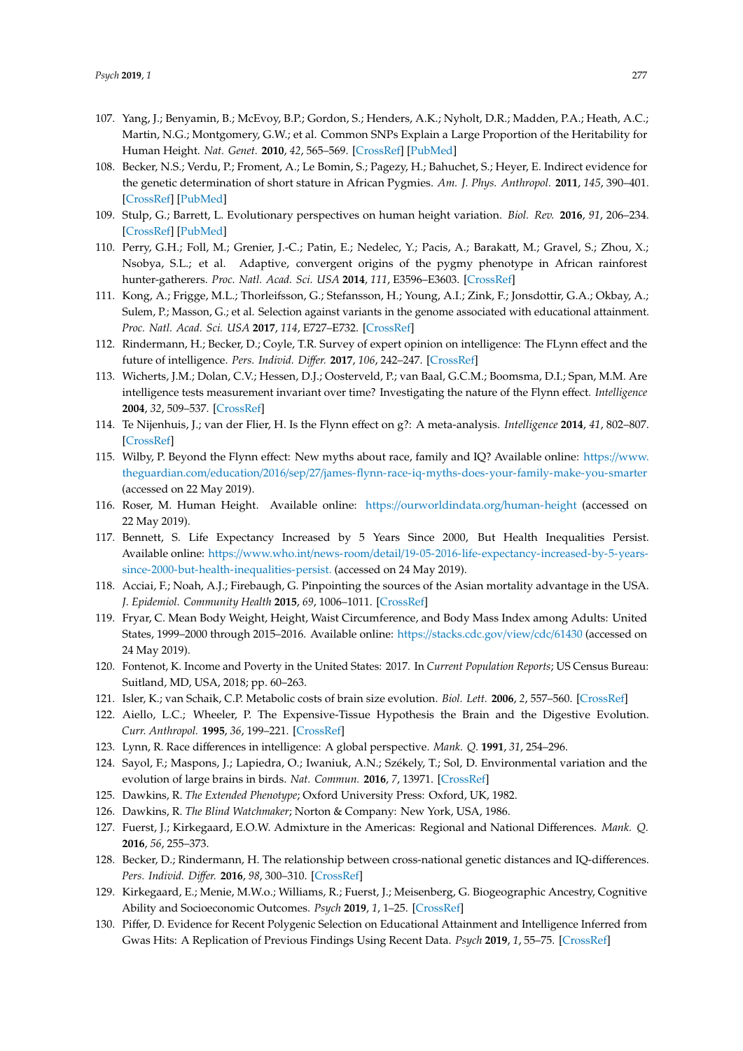107. Yang, J.; Benyamin, B.; McEvoy, B.P.; Gordon, S.; Henders, A.K.; Nyholt, D.R.; Madden, P.A.; Heath, A.C.; Martin, N.G.; Montgomery, G.W.; et al. Common SNPs Explain a Large Proportion of the Heritability for Human Height. *Nat. Genet.* **2010**, *42*, 565–569. [CrossRef] [PubMed]
108. Becker, N.S.; Verdu, P.; Froment, A.; Le Bomin, S.; Pagezy, H.; Bahuchet, S.; Heyer, E. Indirect evidence for the genetic determination of short stature in African Pygmies. *Am. J. Phys. Anthropol.* **2011**, *145*, 390–401. [CrossRef] [PubMed]
109. Stulp, G.; Barrett, L. Evolutionary perspectives on human height variation. *Biol. Rev.* **2016**, *91*, 206–234. [CrossRef] [PubMed]
110. Perry, G.H.; Foll, M.; Grenier, J.-C.; Patin, E.; Nedelec, Y.; Pacis, A.; Barakatt, M.; Gravel, S.; Zhou, X.; Nsobya, S.L.; et al. Adaptive, convergent origins of the pygmy phenotype in African rainforest hunter-gatherers. *Proc. Natl. Acad. Sci. USA* **2014**, *111*, E3596–E3603. [CrossRef]
111. Kong, A.; Frigge, M.L.; Thorleifsson, G.; Stefansson, H.; Young, A.I.; Zink, F.; Jonsdottir, G.A.; Okbay, A.; Sulem, P.; Masson, G.; et al. Selection against variants in the genome associated with educational attainment. *Proc. Natl. Acad. Sci. USA* **2017**, *114*, E727–E732. [CrossRef]
112. Rindermann, H.; Becker, D.; Coyle, T.R. Survey of expert opinion on intelligence: The FLynn effect and the future of intelligence. *Pers. Individ. Differ.* **2017**, *106*, 242–247. [CrossRef]
113. Wicherts, J.M.; Dolan, C.V.; Hessen, D.J.; Oosterveld, P.; van Baal, G.C.M.; Boomsma, D.I.; Span, M.M. Are intelligence tests measurement invariant over time? Investigating the nature of the Flynn effect. *Intelligence* **2004**, *32*, 509–537. [CrossRef]
114. Te Nijenhuis, J.; van der Flier, H. Is the Flynn effect on g?: A meta-analysis. *Intelligence* **2014**, *41*, 802–807. [CrossRef]
115. Wilby, P. Beyond the Flynn effect: New myths about race, family and IQ? Available online: https://www.theguardian.com/education/2016/sep/27/james-flynn-race-iq-myths-does-your-family-make-you-smarter (accessed on 22 May 2019).
116. Roser, M. Human Height. Available online: https://ourworldindata.org/human-height (accessed on 22 May 2019).
117. Bennett, S. Life Expectancy Increased by 5 Years Since 2000, But Health Inequalities Persist. Available online: https://www.who.int/news-room/detail/19-05-2016-life-expectancy-increased-by-5-years-since-2000-but-health-inequalities-persist. (accessed on 24 May 2019).
118. Acciai, F.; Noah, A.J.; Firebaugh, G. Pinpointing the sources of the Asian mortality advantage in the USA. *J. Epidemiol. Community Health* **2015**, *69*, 1006–1011. [CrossRef]
119. Fryar, C. Mean Body Weight, Height, Waist Circumference, and Body Mass Index among Adults: United States, 1999–2000 through 2015–2016. Available online: https://stacks.cdc.gov/view/cdc/61430 (accessed on 24 May 2019).
120. Fontenot, K. Income and Poverty in the United States: 2017. In *Current Population Reports*; US Census Bureau: Suitland, MD, USA, 2018; pp. 60–263.
121. Isler, K.; van Schaik, C.P. Metabolic costs of brain size evolution. *Biol. Lett.* **2006**, *2*, 557–560. [CrossRef]
122. Aiello, L.C.; Wheeler, P. The Expensive-Tissue Hypothesis the Brain and the Digestive Evolution. *Curr. Anthropol.* **1995**, *36*, 199–221. [CrossRef]
123. Lynn, R. Race differences in intelligence: A global perspective. *Mank. Q.* **1991**, *31*, 254–296.
124. Sayol, F.; Maspons, J.; Lapiedra, O.; Iwaniuk, A.N.; Székely, T.; Sol, D. Environmental variation and the evolution of large brains in birds. *Nat. Commun.* **2016**, *7*, 13971. [CrossRef]
125. Dawkins, R. *The Extended Phenotype*; Oxford University Press: Oxford, UK, 1982.
126. Dawkins, R. *The Blind Watchmaker*; Norton & Company: New York, USA, 1986.
127. Fuerst, J.; Kirkegaard, E.O.W. Admixture in the Americas: Regional and National Differences. *Mank. Q.* **2016**, *56*, 255–373.
128. Becker, D.; Rindermann, H. The relationship between cross-national genetic distances and IQ-differences. *Pers. Individ. Differ.* **2016**, *98*, 300–310. [CrossRef]
129. Kirkegaard, E.; Menie, M.W.o.; Williams, R.; Fuerst, J.; Meisenberg, G. Biogeographic Ancestry, Cognitive Ability and Socioeconomic Outcomes. *Psych* **2019**, *1*, 1–25. [CrossRef]
130. Piffer, D. Evidence for Recent Polygenic Selection on Educational Attainment and Intelligence Inferred from Gwas Hits: A Replication of Previous Findings Using Recent Data. *Psych* **2019**, *1*, 55–75. [CrossRef]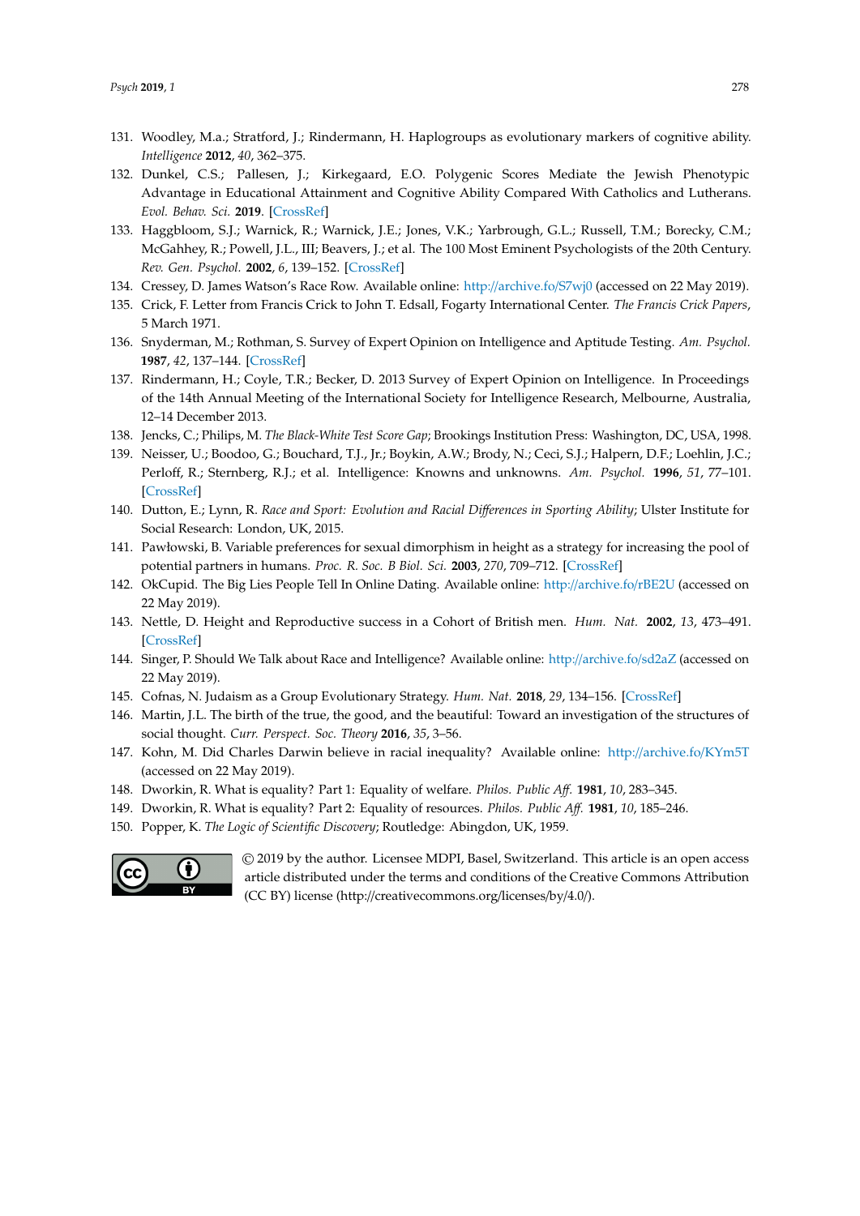131. Woodley, M.a.; Stratford, J.; Rindermann, H. Haplogroups as evolutionary markers of cognitive ability. *Intelligence* **2012**, *40*, 362–375.
132. Dunkel, C.S.; Pallesen, J.; Kirkegaard, E.O. Polygenic Scores Mediate the Jewish Phenotypic Advantage in Educational Attainment and Cognitive Ability Compared With Catholics and Lutherans. *Evol. Behav. Sci.* **2019**. [CrossRef]
133. Haggbloom, S.J.; Warnick, R.; Warnick, J.E.; Jones, V.K.; Yarbrough, G.L.; Russell, T.M.; Borecky, C.M.; McGahhey, R.; Powell, J.L., III; Beavers, J.; et al. The 100 Most Eminent Psychologists of the 20th Century. *Rev. Gen. Psychol.* **2002**, *6*, 139–152. [CrossRef]
134. Cressey, D. James Watson's Race Row. Available online: http://archive.fo/S7wj0 (accessed on 22 May 2019).
135. Crick, F. Letter from Francis Crick to John T. Edsall, Fogarty International Center. *The Francis Crick Papers*, 5 March 1971.
136. Snyderman, M.; Rothman, S. Survey of Expert Opinion on Intelligence and Aptitude Testing. *Am. Psychol.* **1987**, *42*, 137–144. [CrossRef]
137. Rindermann, H.; Coyle, T.R.; Becker, D. 2013 Survey of Expert Opinion on Intelligence. In Proceedings of the 14th Annual Meeting of the International Society for Intelligence Research, Melbourne, Australia, 12–14 December 2013.
138. Jencks, C.; Philips, M. *The Black-White Test Score Gap*; Brookings Institution Press: Washington, DC, USA, 1998.
139. Neisser, U.; Boodoo, G.; Bouchard, T.J., Jr.; Boykin, A.W.; Brody, N.; Ceci, S.J.; Halpern, D.F.; Loehlin, J.C.; Perloff, R.; Sternberg, R.J.; et al. Intelligence: Knowns and unknowns. *Am. Psychol.* **1996**, *51*, 77–101. [CrossRef]
140. Dutton, E.; Lynn, R. *Race and Sport: Evolution and Racial Differences in Sporting Ability*; Ulster Institute for Social Research: London, UK, 2015.
141. Pawłowski, B. Variable preferences for sexual dimorphism in height as a strategy for increasing the pool of potential partners in humans. *Proc. R. Soc. B Biol. Sci.* **2003**, *270*, 709–712. [CrossRef]
142. OkCupid. The Big Lies People Tell In Online Dating. Available online: http://archive.fo/rBE2U (accessed on 22 May 2019).
143. Nettle, D. Height and Reproductive success in a Cohort of British men. *Hum. Nat.* **2002**, *13*, 473–491. [CrossRef]
144. Singer, P. Should We Talk about Race and Intelligence? Available online: http://archive.fo/sd2aZ (accessed on 22 May 2019).
145. Cofnas, N. Judaism as a Group Evolutionary Strategy. *Hum. Nat.* **2018**, *29*, 134–156. [CrossRef]
146. Martin, J.L. The birth of the true, the good, and the beautiful: Toward an investigation of the structures of social thought. *Curr. Perspect. Soc. Theory* **2016**, *35*, 3–56.
147. Kohn, M. Did Charles Darwin believe in racial inequality? Available online: http://archive.fo/KYm5T (accessed on 22 May 2019).
148. Dworkin, R. What is equality? Part 1: Equality of welfare. *Philos. Public Aff.* **1981**, *10*, 283–345.
149. Dworkin, R. What is equality? Part 2: Equality of resources. *Philos. Public Aff.* **1981**, *10*, 185–246.
150. Popper, K. *The Logic of Scientific Discovery*; Routledge: Abingdon, UK, 1959.

© 2019 by the author. Licensee MDPI, Basel, Switzerland. This article is an open access article distributed under the terms and conditions of the Creative Commons Attribution (CC BY) license (http://creativecommons.org/licenses/by/4.0/).